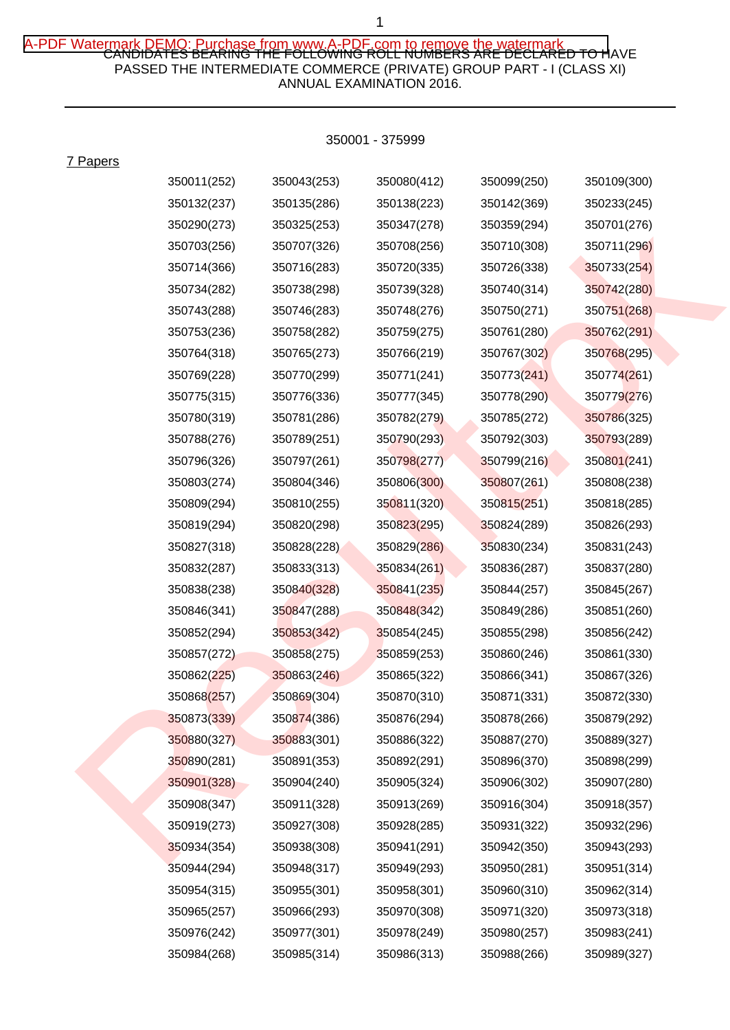CANDIDATES BEARING THE FOLLOWING ROLL NUMBERS ARE DECLARED TO HAVE PASSED THE INTERMEDIATE COMMERCE (PRIVATE) GROUP PART - I (CLASS XI) ANNUAL EXAMINATION 2016.

350001 - 375999

7 Papers

| | | | | |
|---|---|---|---|---|
| 350011(252) | 350043(253) | 350080(412) | 350099(250) | 350109(300) |
| 350132(237) | 350135(286) | 350138(223) | 350142(369) | 350233(245) |
| 350290(273) | 350325(253) | 350347(278) | 350359(294) | 350701(276) |
| 350703(256) | 350707(326) | 350708(256) | 350710(308) | 350711(296) |
| 350714(366) | 350716(283) | 350720(335) | 350726(338) | 350733(254) |
| 350734(282) | 350738(298) | 350739(328) | 350740(314) | 350742(280) |
| 350743(288) | 350746(283) | 350748(276) | 350750(271) | 350751(268) |
| 350753(236) | 350758(282) | 350759(275) | 350761(280) | 350762(291) |
| 350764(318) | 350765(273) | 350766(219) | 350767(302) | 350768(295) |
| 350769(228) | 350770(299) | 350771(241) | 350773(241) | 350774(261) |
| 350775(315) | 350776(336) | 350777(345) | 350778(290) | 350779(276) |
| 350780(319) | 350781(286) | 350782(279) | 350785(272) | 350786(325) |
| 350788(276) | 350789(251) | 350790(293) | 350792(303) | 350793(289) |
| 350796(326) | 350797(261) | 350798(277) | 350799(216) | 350801(241) |
| 350803(274) | 350804(346) | 350806(300) | 350807(261) | 350808(238) |
| 350809(294) | 350810(255) | 350811(320) | 350815(251) | 350818(285) |
| 350819(294) | 350820(298) | 350823(295) | 350824(289) | 350826(293) |
| 350827(318) | 350828(228) | 350829(286) | 350830(234) | 350831(243) |
| 350832(287) | 350833(313) | 350834(261) | 350836(287) | 350837(280) |
| 350838(238) | 350840(328) | 350841(235) | 350844(257) | 350845(267) |
| 350846(341) | 350847(288) | 350848(342) | 350849(286) | 350851(260) |
| 350852(294) | 350853(342) | 350854(245) | 350855(298) | 350856(242) |
| 350857(272) | 350858(275) | 350859(253) | 350860(246) | 350861(330) |
| 350862(225) | 350863(246) | 350865(322) | 350866(341) | 350867(326) |
| 350868(257) | 350869(304) | 350870(310) | 350871(331) | 350872(330) |
| 350873(339) | 350874(386) | 350876(294) | 350878(266) | 350879(292) |
| 350880(327) | 350883(301) | 350886(322) | 350887(270) | 350889(327) |
| 350890(281) | 350891(353) | 350892(291) | 350896(370) | 350898(299) |
| 350901(328) | 350904(240) | 350905(324) | 350906(302) | 350907(280) |
| 350908(347) | 350911(328) | 350913(269) | 350916(304) | 350918(357) |
| 350919(273) | 350927(308) | 350928(285) | 350931(322) | 350932(296) |
| 350934(354) | 350938(308) | 350941(291) | 350942(350) | 350943(293) |
| 350944(294) | 350948(317) | 350949(293) | 350950(281) | 350951(314) |
| 350954(315) | 350955(301) | 350958(301) | 350960(310) | 350962(314) |
| 350965(257) | 350966(293) | 350970(308) | 350971(320) | 350973(318) |
| 350976(242) | 350977(301) | 350978(249) | 350980(257) | 350983(241) |
| 350984(268) | 350985(314) | 350986(313) | 350988(266) | 350989(327) |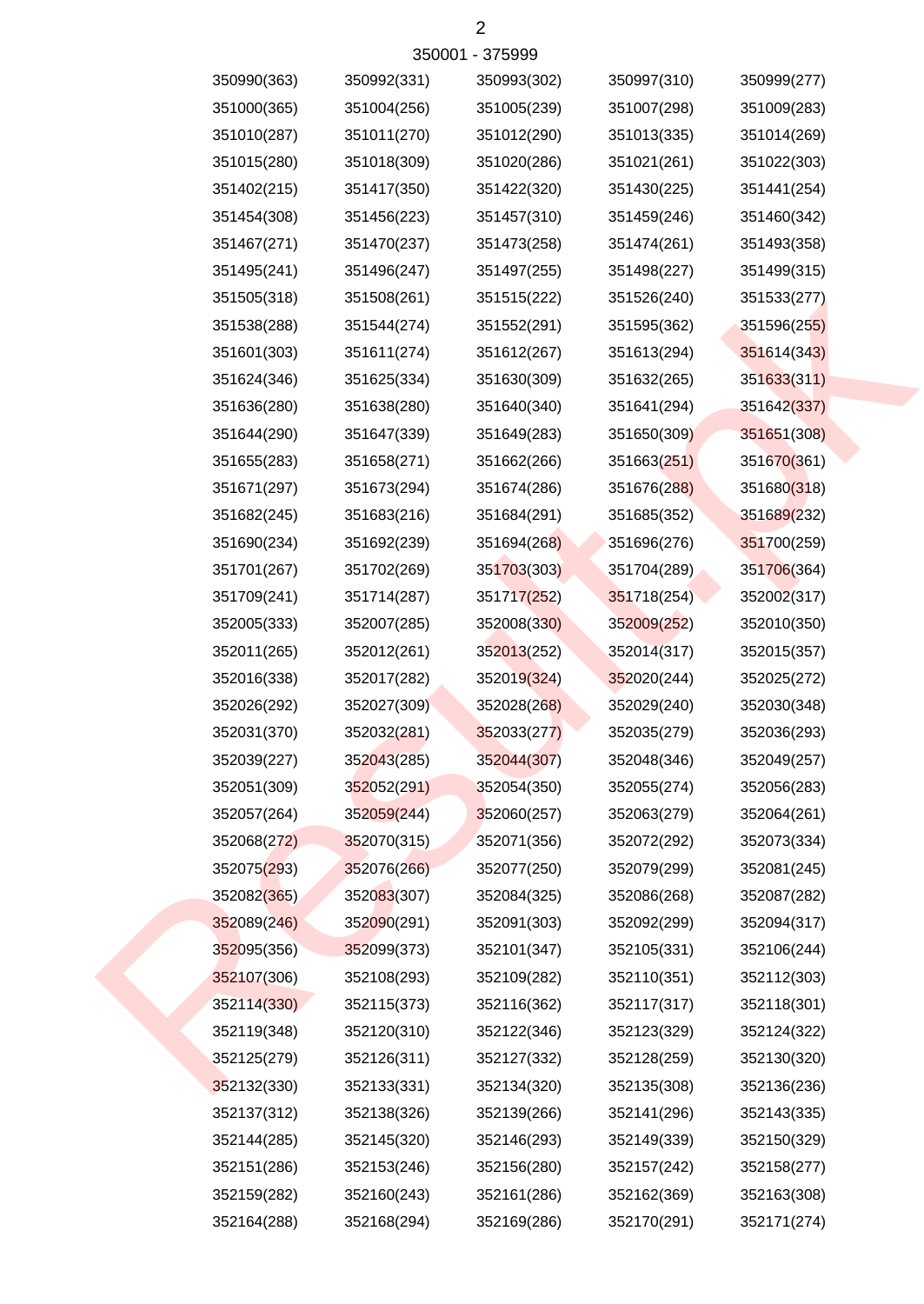350001 - 375999

| | | | | |
|---|---|---|---|---|
| 350990(363) | 350992(331) | 350993(302) | 350997(310) | 350999(277) |
| 351000(365) | 351004(256) | 351005(239) | 351007(298) | 351009(283) |
| 351010(287) | 351011(270) | 351012(290) | 351013(335) | 351014(269) |
| 351015(280) | 351018(309) | 351020(286) | 351021(261) | 351022(303) |
| 351402(215) | 351417(350) | 351422(320) | 351430(225) | 351441(254) |
| 351454(308) | 351456(223) | 351457(310) | 351459(246) | 351460(342) |
| 351467(271) | 351470(237) | 351473(258) | 351474(261) | 351493(358) |
| 351495(241) | 351496(247) | 351497(255) | 351498(227) | 351499(315) |
| 351505(318) | 351508(261) | 351515(222) | 351526(240) | 351533(277) |
| 351538(288) | 351544(274) | 351552(291) | 351595(362) | 351596(255) |
| 351601(303) | 351611(274) | 351612(267) | 351613(294) | 351614(343) |
| 351624(346) | 351625(334) | 351630(309) | 351632(265) | 351633(311) |
| 351636(280) | 351638(280) | 351640(340) | 351641(294) | 351642(337) |
| 351644(290) | 351647(339) | 351649(283) | 351650(309) | 351651(308) |
| 351655(283) | 351658(271) | 351662(266) | 351663(251) | 351670(361) |
| 351671(297) | 351673(294) | 351674(286) | 351676(288) | 351680(318) |
| 351682(245) | 351683(216) | 351684(291) | 351685(352) | 351689(232) |
| 351690(234) | 351692(239) | 351694(268) | 351696(276) | 351700(259) |
| 351701(267) | 351702(269) | 351703(303) | 351704(289) | 351706(364) |
| 351709(241) | 351714(287) | 351717(252) | 351718(254) | 352002(317) |
| 352005(333) | 352007(285) | 352008(330) | 352009(252) | 352010(350) |
| 352011(265) | 352012(261) | 352013(252) | 352014(317) | 352015(357) |
| 352016(338) | 352017(282) | 352019(324) | 352020(244) | 352025(272) |
| 352026(292) | 352027(309) | 352028(268) | 352029(240) | 352030(348) |
| 352031(370) | 352032(281) | 352033(277) | 352035(279) | 352036(293) |
| 352039(227) | 352043(285) | 352044(307) | 352048(346) | 352049(257) |
| 352051(309) | 352052(291) | 352054(350) | 352055(274) | 352056(283) |
| 352057(264) | 352059(244) | 352060(257) | 352063(279) | 352064(261) |
| 352068(272) | 352070(315) | 352071(356) | 352072(292) | 352073(334) |
| 352075(293) | 352076(266) | 352077(250) | 352079(299) | 352081(245) |
| 352082(365) | 352083(307) | 352084(325) | 352086(268) | 352087(282) |
| 352089(246) | 352090(291) | 352091(303) | 352092(299) | 352094(317) |
| 352095(356) | 352099(373) | 352101(347) | 352105(331) | 352106(244) |
| 352107(306) | 352108(293) | 352109(282) | 352110(351) | 352112(303) |
| 352114(330) | 352115(373) | 352116(362) | 352117(317) | 352118(301) |
| 352119(348) | 352120(310) | 352122(346) | 352123(329) | 352124(322) |
| 352125(279) | 352126(311) | 352127(332) | 352128(259) | 352130(320) |
| 352132(330) | 352133(331) | 352134(320) | 352135(308) | 352136(236) |
| 352137(312) | 352138(326) | 352139(266) | 352141(296) | 352143(335) |
| 352144(285) | 352145(320) | 352146(293) | 352149(339) | 352150(329) |
| 352151(286) | 352153(246) | 352156(280) | 352157(242) | 352158(277) |
| 352159(282) | 352160(243) | 352161(286) | 352162(369) | 352163(308) |
| 352164(288) | 352168(294) | 352169(286) | 352170(291) | 352171(274) |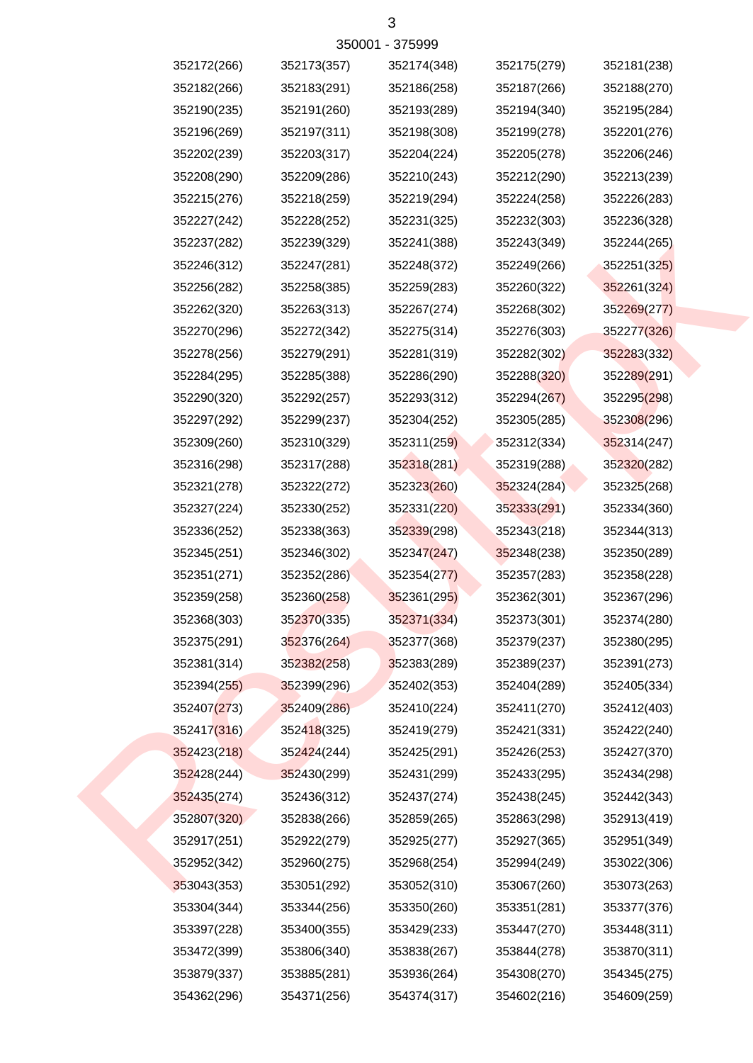350001 - 375999

| | | | | |
|---|---|---|---|---|
| 352172(266) | 352173(357) | 352174(348) | 352175(279) | 352181(238) |
| 352182(266) | 352183(291) | 352186(258) | 352187(266) | 352188(270) |
| 352190(235) | 352191(260) | 352193(289) | 352194(340) | 352195(284) |
| 352196(269) | 352197(311) | 352198(308) | 352199(278) | 352201(276) |
| 352202(239) | 352203(317) | 352204(224) | 352205(278) | 352206(246) |
| 352208(290) | 352209(286) | 352210(243) | 352212(290) | 352213(239) |
| 352215(276) | 352218(259) | 352219(294) | 352224(258) | 352226(283) |
| 352227(242) | 352228(252) | 352231(325) | 352232(303) | 352236(328) |
| 352237(282) | 352239(329) | 352241(388) | 352243(349) | 352244(265) |
| 352246(312) | 352247(281) | 352248(372) | 352249(266) | 352251(325) |
| 352256(282) | 352258(385) | 352259(283) | 352260(322) | 352261(324) |
| 352262(320) | 352263(313) | 352267(274) | 352268(302) | 352269(277) |
| 352270(296) | 352272(342) | 352275(314) | 352276(303) | 352277(326) |
| 352278(256) | 352279(291) | 352281(319) | 352282(302) | 352283(332) |
| 352284(295) | 352285(388) | 352286(290) | 352288(320) | 352289(291) |
| 352290(320) | 352292(257) | 352293(312) | 352294(267) | 352295(298) |
| 352297(292) | 352299(237) | 352304(252) | 352305(285) | 352308(296) |
| 352309(260) | 352310(329) | 352311(259) | 352312(334) | 352314(247) |
| 352316(298) | 352317(288) | 352318(281) | 352319(288) | 352320(282) |
| 352321(278) | 352322(272) | 352323(260) | 352324(284) | 352325(268) |
| 352327(224) | 352330(252) | 352331(220) | 352333(291) | 352334(360) |
| 352336(252) | 352338(363) | 352339(298) | 352343(218) | 352344(313) |
| 352345(251) | 352346(302) | 352347(247) | 352348(238) | 352350(289) |
| 352351(271) | 352352(286) | 352354(277) | 352357(283) | 352358(228) |
| 352359(258) | 352360(258) | 352361(295) | 352362(301) | 352367(296) |
| 352368(303) | 352370(335) | 352371(334) | 352373(301) | 352374(280) |
| 352375(291) | 352376(264) | 352377(368) | 352379(237) | 352380(295) |
| 352381(314) | 352382(258) | 352383(289) | 352389(237) | 352391(273) |
| 352394(255) | 352399(296) | 352402(353) | 352404(289) | 352405(334) |
| 352407(273) | 352409(286) | 352410(224) | 352411(270) | 352412(403) |
| 352417(316) | 352418(325) | 352419(279) | 352421(331) | 352422(240) |
| 352423(218) | 352424(244) | 352425(291) | 352426(253) | 352427(370) |
| 352428(244) | 352430(299) | 352431(299) | 352433(295) | 352434(298) |
| 352435(274) | 352436(312) | 352437(274) | 352438(245) | 352442(343) |
| 352807(320) | 352838(266) | 352859(265) | 352863(298) | 352913(419) |
| 352917(251) | 352922(279) | 352925(277) | 352927(365) | 352951(349) |
| 352952(342) | 352960(275) | 352968(254) | 352994(249) | 353022(306) |
| 353043(353) | 353051(292) | 353052(310) | 353067(260) | 353073(263) |
| 353304(344) | 353344(256) | 353350(260) | 353351(281) | 353377(376) |
| 353397(228) | 353400(355) | 353429(233) | 353447(270) | 353448(311) |
| 353472(399) | 353806(340) | 353838(267) | 353844(278) | 353870(311) |
| 353879(337) | 353885(281) | 353936(264) | 354308(270) | 354345(275) |
| 354362(296) | 354371(256) | 354374(317) | 354602(216) | 354609(259) |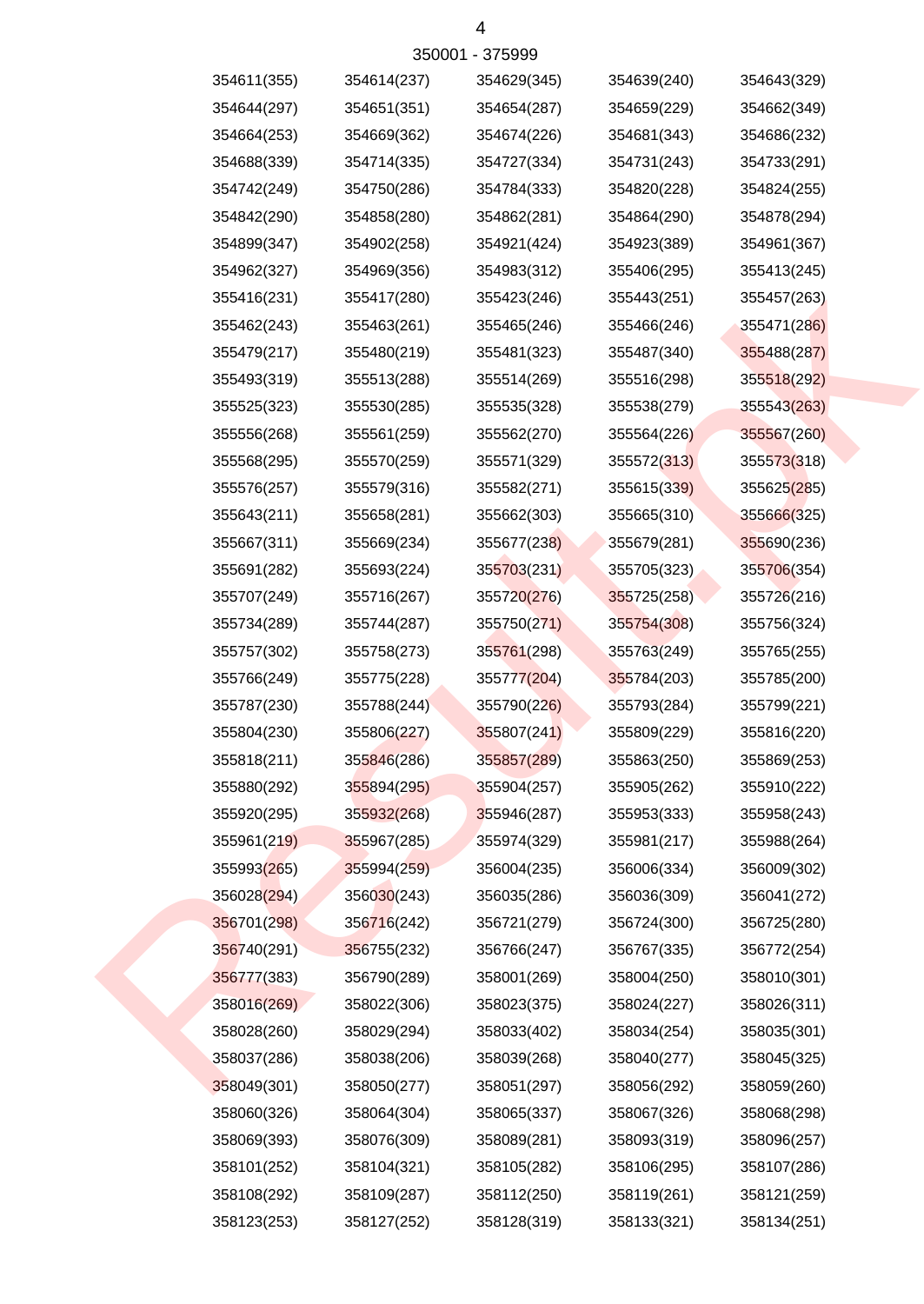350001 - 375999

| | | | | |
|---|---|---|---|---|
| 354611(355) | 354614(237) | 354629(345) | 354639(240) | 354643(329) |
| 354644(297) | 354651(351) | 354654(287) | 354659(229) | 354662(349) |
| 354664(253) | 354669(362) | 354674(226) | 354681(343) | 354686(232) |
| 354688(339) | 354714(335) | 354727(334) | 354731(243) | 354733(291) |
| 354742(249) | 354750(286) | 354784(333) | 354820(228) | 354824(255) |
| 354842(290) | 354858(280) | 354862(281) | 354864(290) | 354878(294) |
| 354899(347) | 354902(258) | 354921(424) | 354923(389) | 354961(367) |
| 354962(327) | 354969(356) | 354983(312) | 355406(295) | 355413(245) |
| 355416(231) | 355417(280) | 355423(246) | 355443(251) | 355457(263) |
| 355462(243) | 355463(261) | 355465(246) | 355466(246) | 355471(286) |
| 355479(217) | 355480(219) | 355481(323) | 355487(340) | 355488(287) |
| 355493(319) | 355513(288) | 355514(269) | 355516(298) | 355518(292) |
| 355525(323) | 355530(285) | 355535(328) | 355538(279) | 355543(263) |
| 355556(268) | 355561(259) | 355562(270) | 355564(226) | 355567(260) |
| 355568(295) | 355570(259) | 355571(329) | 355572(313) | 355573(318) |
| 355576(257) | 355579(316) | 355582(271) | 355615(339) | 355625(285) |
| 355643(211) | 355658(281) | 355662(303) | 355665(310) | 355666(325) |
| 355667(311) | 355669(234) | 355677(238) | 355679(281) | 355690(236) |
| 355691(282) | 355693(224) | 355703(231) | 355705(323) | 355706(354) |
| 355707(249) | 355716(267) | 355720(276) | 355725(258) | 355726(216) |
| 355734(289) | 355744(287) | 355750(271) | 355754(308) | 355756(324) |
| 355757(302) | 355758(273) | 355761(298) | 355763(249) | 355765(255) |
| 355766(249) | 355775(228) | 355777(204) | 355784(203) | 355785(200) |
| 355787(230) | 355788(244) | 355790(226) | 355793(284) | 355799(221) |
| 355804(230) | 355806(227) | 355807(241) | 355809(229) | 355816(220) |
| 355818(211) | 355846(286) | 355857(289) | 355863(250) | 355869(253) |
| 355880(292) | 355894(295) | 355904(257) | 355905(262) | 355910(222) |
| 355920(295) | 355932(268) | 355946(287) | 355953(333) | 355958(243) |
| 355961(219) | 355967(285) | 355974(329) | 355981(217) | 355988(264) |
| 355993(265) | 355994(259) | 356004(235) | 356006(334) | 356009(302) |
| 356028(294) | 356030(243) | 356035(286) | 356036(309) | 356041(272) |
| 356701(298) | 356716(242) | 356721(279) | 356724(300) | 356725(280) |
| 356740(291) | 356755(232) | 356766(247) | 356767(335) | 356772(254) |
| 356777(383) | 356790(289) | 358001(269) | 358004(250) | 358010(301) |
| 358016(269) | 358022(306) | 358023(375) | 358024(227) | 358026(311) |
| 358028(260) | 358029(294) | 358033(402) | 358034(254) | 358035(301) |
| 358037(286) | 358038(206) | 358039(268) | 358040(277) | 358045(325) |
| 358049(301) | 358050(277) | 358051(297) | 358056(292) | 358059(260) |
| 358060(326) | 358064(304) | 358065(337) | 358067(326) | 358068(298) |
| 358069(393) | 358076(309) | 358089(281) | 358093(319) | 358096(257) |
| 358101(252) | 358104(321) | 358105(282) | 358106(295) | 358107(286) |
| 358108(292) | 358109(287) | 358112(250) | 358119(261) | 358121(259) |
| 358123(253) | 358127(252) | 358128(319) | 358133(321) | 358134(251) |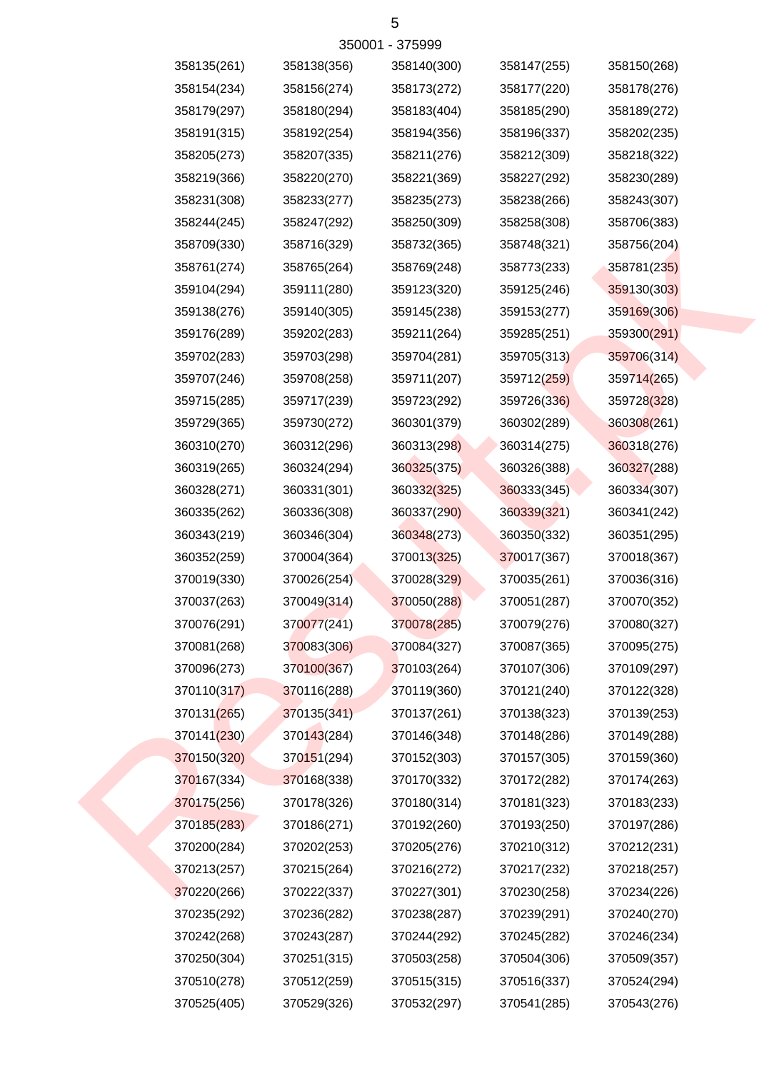350001 - 375999

358135(261) 358138(356) 358140(300) 358147(255) 358150(268)
358154(234) 358156(274) 358173(272) 358177(220) 358178(276)
358179(297) 358180(294) 358183(404) 358185(290) 358189(272)
358191(315) 358192(254) 358194(356) 358196(337) 358202(235)
358205(273) 358207(335) 358211(276) 358212(309) 358218(322)
358219(366) 358220(270) 358221(369) 358227(292) 358230(289)
358231(308) 358233(277) 358235(273) 358238(266) 358243(307)
358244(245) 358247(292) 358250(309) 358258(308) 358706(383)
358709(330) 358716(329) 358732(365) 358748(321) 358756(204)
358761(274) 358765(264) 358769(248) 358773(233) 358781(235)
359104(294) 359111(280) 359123(320) 359125(246) 359130(303)
359138(276) 359140(305) 359145(238) 359153(277) 359169(306)
359176(289) 359202(283) 359211(264) 359285(251) 359300(291)
359702(283) 359703(298) 359704(281) 359705(313) 359706(314)
359707(246) 359708(258) 359711(207) 359712(259) 359714(265)
359715(285) 359717(239) 359723(292) 359726(336) 359728(328)
359729(365) 359730(272) 360301(379) 360302(289) 360308(261)
360310(270) 360312(296) 360313(298) 360314(275) 360318(276)
360319(265) 360324(294) 360325(375) 360326(388) 360327(288)
360328(271) 360331(301) 360332(325) 360333(345) 360334(307)
360335(262) 360336(308) 360337(290) 360339(321) 360341(242)
360343(219) 360346(304) 360348(273) 360350(332) 360351(295)
360352(259) 370004(364) 370013(325) 370017(367) 370018(367)
370019(330) 370026(254) 370028(329) 370035(261) 370036(316)
370037(263) 370049(314) 370050(288) 370051(287) 370070(352)
370076(291) 370077(241) 370078(285) 370079(276) 370080(327)
370081(268) 370083(306) 370084(327) 370087(365) 370095(275)
370096(273) 370100(367) 370103(264) 370107(306) 370109(297)
370110(317) 370116(288) 370119(360) 370121(240) 370122(328)
370131(265) 370135(341) 370137(261) 370138(323) 370139(253)
370141(230) 370143(284) 370146(348) 370148(286) 370149(288)
370150(320) 370151(294) 370152(303) 370157(305) 370159(360)
370167(334) 370168(338) 370170(332) 370172(282) 370174(263)
370175(256) 370178(326) 370180(314) 370181(323) 370183(233)
370185(283) 370186(271) 370192(260) 370193(250) 370197(286)
370200(284) 370202(253) 370205(276) 370210(312) 370212(231)
370213(257) 370215(264) 370216(272) 370217(232) 370218(257)
370220(266) 370222(337) 370227(301) 370230(258) 370234(226)
370235(292) 370236(282) 370238(287) 370239(291) 370240(270)
370242(268) 370243(287) 370244(292) 370245(282) 370246(234)
370250(304) 370251(315) 370503(258) 370504(306) 370509(357)
370510(278) 370512(259) 370515(315) 370516(337) 370524(294)
370525(405) 370529(326) 370532(297) 370541(285) 370543(276)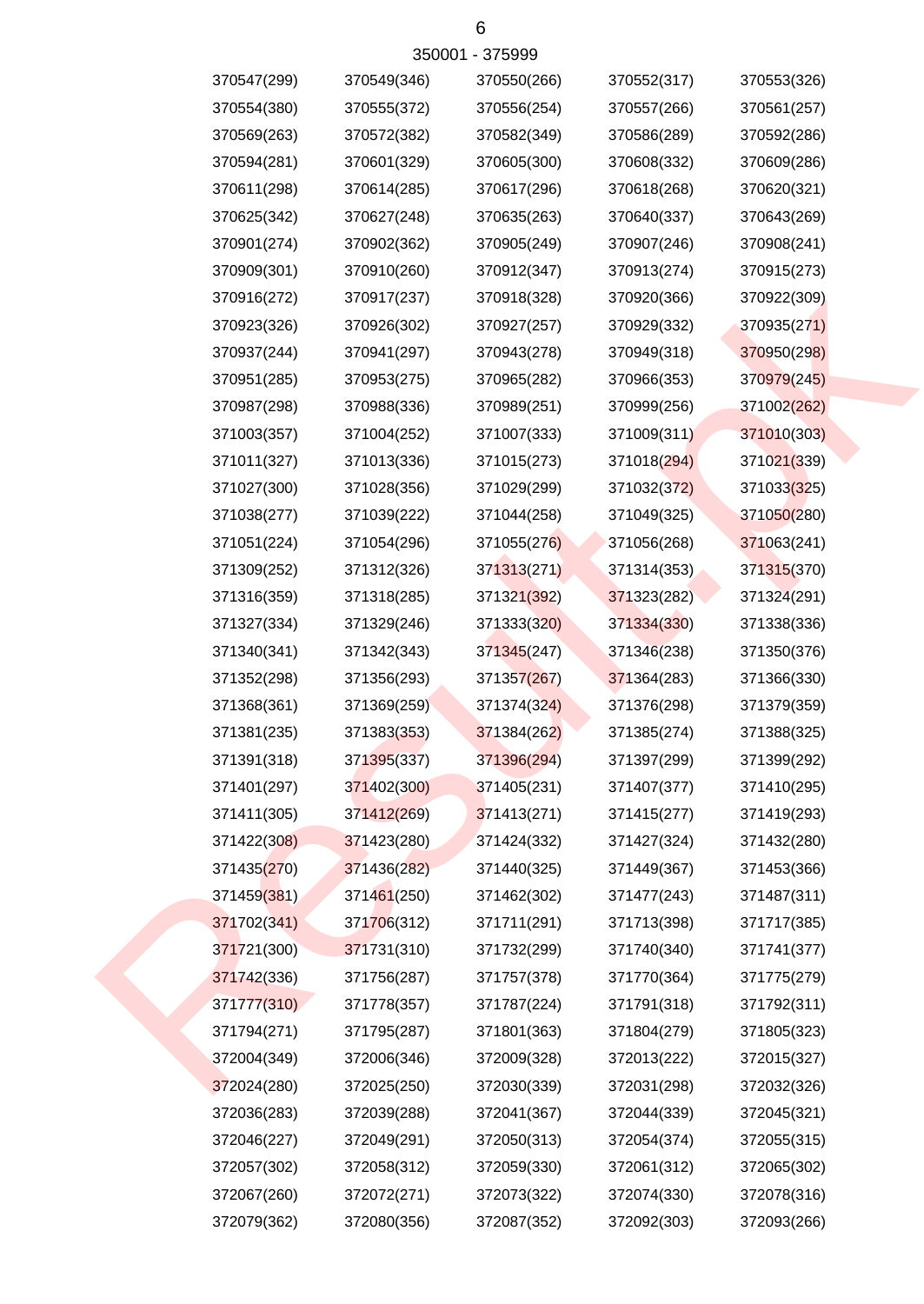350001 - 375999

| | | | | |
|---|---|---|---|---|
| 370547(299) | 370549(346) | 370550(266) | 370552(317) | 370553(326) |
| 370554(380) | 370555(372) | 370556(254) | 370557(266) | 370561(257) |
| 370569(263) | 370572(382) | 370582(349) | 370586(289) | 370592(286) |
| 370594(281) | 370601(329) | 370605(300) | 370608(332) | 370609(286) |
| 370611(298) | 370614(285) | 370617(296) | 370618(268) | 370620(321) |
| 370625(342) | 370627(248) | 370635(263) | 370640(337) | 370643(269) |
| 370901(274) | 370902(362) | 370905(249) | 370907(246) | 370908(241) |
| 370909(301) | 370910(260) | 370912(347) | 370913(274) | 370915(273) |
| 370916(272) | 370917(237) | 370918(328) | 370920(366) | 370922(309) |
| 370923(326) | 370926(302) | 370927(257) | 370929(332) | 370935(271) |
| 370937(244) | 370941(297) | 370943(278) | 370949(318) | 370950(298) |
| 370951(285) | 370953(275) | 370965(282) | 370966(353) | 370979(245) |
| 370987(298) | 370988(336) | 370989(251) | 370999(256) | 371002(262) |
| 371003(357) | 371004(252) | 371007(333) | 371009(311) | 371010(303) |
| 371011(327) | 371013(336) | 371015(273) | 371018(294) | 371021(339) |
| 371027(300) | 371028(356) | 371029(299) | 371032(372) | 371033(325) |
| 371038(277) | 371039(222) | 371044(258) | 371049(325) | 371050(280) |
| 371051(224) | 371054(296) | 371055(276) | 371056(268) | 371063(241) |
| 371309(252) | 371312(326) | 371313(271) | 371314(353) | 371315(370) |
| 371316(359) | 371318(285) | 371321(392) | 371323(282) | 371324(291) |
| 371327(334) | 371329(246) | 371333(320) | 371334(330) | 371338(336) |
| 371340(341) | 371342(343) | 371345(247) | 371346(238) | 371350(376) |
| 371352(298) | 371356(293) | 371357(267) | 371364(283) | 371366(330) |
| 371368(361) | 371369(259) | 371374(324) | 371376(298) | 371379(359) |
| 371381(235) | 371383(353) | 371384(262) | 371385(274) | 371388(325) |
| 371391(318) | 371395(337) | 371396(294) | 371397(299) | 371399(292) |
| 371401(297) | 371402(300) | 371405(231) | 371407(377) | 371410(295) |
| 371411(305) | 371412(269) | 371413(271) | 371415(277) | 371419(293) |
| 371422(308) | 371423(280) | 371424(332) | 371427(324) | 371432(280) |
| 371435(270) | 371436(282) | 371440(325) | 371449(367) | 371453(366) |
| 371459(381) | 371461(250) | 371462(302) | 371477(243) | 371487(311) |
| 371702(341) | 371706(312) | 371711(291) | 371713(398) | 371717(385) |
| 371721(300) | 371731(310) | 371732(299) | 371740(340) | 371741(377) |
| 371742(336) | 371756(287) | 371757(378) | 371770(364) | 371775(279) |
| 371777(310) | 371778(357) | 371787(224) | 371791(318) | 371792(311) |
| 371794(271) | 371795(287) | 371801(363) | 371804(279) | 371805(323) |
| 372004(349) | 372006(346) | 372009(328) | 372013(222) | 372015(327) |
| 372024(280) | 372025(250) | 372030(339) | 372031(298) | 372032(326) |
| 372036(283) | 372039(288) | 372041(367) | 372044(339) | 372045(321) |
| 372046(227) | 372049(291) | 372050(313) | 372054(374) | 372055(315) |
| 372057(302) | 372058(312) | 372059(330) | 372061(312) | 372065(302) |
| 372067(260) | 372072(271) | 372073(322) | 372074(330) | 372078(316) |
| 372079(362) | 372080(356) | 372087(352) | 372092(303) | 372093(266) |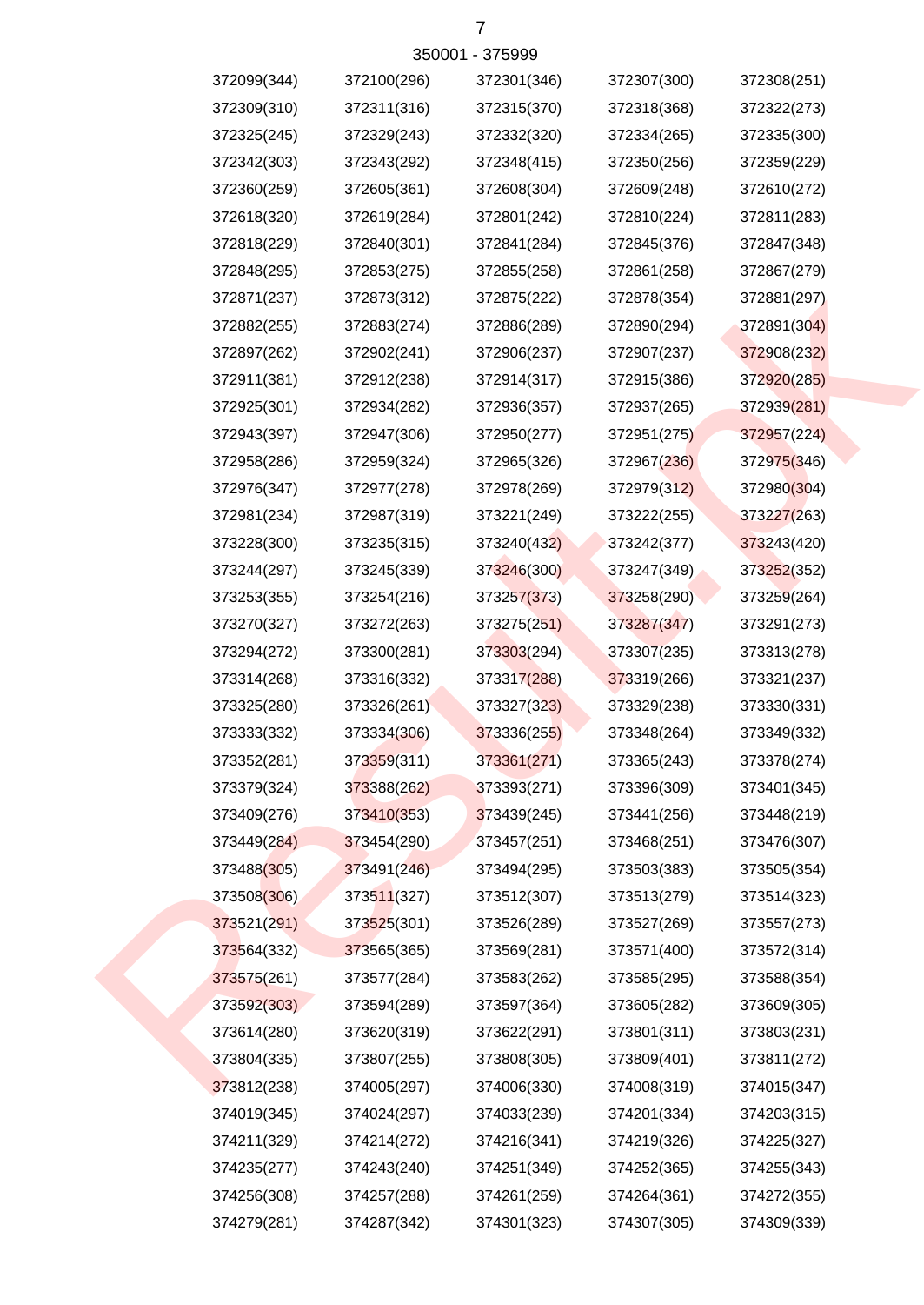350001 - 375999

| | | | | |
|---|---|---|---|---|
| 372099(344) | 372100(296) | 372301(346) | 372307(300) | 372308(251) |
| 372309(310) | 372311(316) | 372315(370) | 372318(368) | 372322(273) |
| 372325(245) | 372329(243) | 372332(320) | 372334(265) | 372335(300) |
| 372342(303) | 372343(292) | 372348(415) | 372350(256) | 372359(229) |
| 372360(259) | 372605(361) | 372608(304) | 372609(248) | 372610(272) |
| 372618(320) | 372619(284) | 372801(242) | 372810(224) | 372811(283) |
| 372818(229) | 372840(301) | 372841(284) | 372845(376) | 372847(348) |
| 372848(295) | 372853(275) | 372855(258) | 372861(258) | 372867(279) |
| 372871(237) | 372873(312) | 372875(222) | 372878(354) | 372881(297) |
| 372882(255) | 372883(274) | 372886(289) | 372890(294) | 372891(304) |
| 372897(262) | 372902(241) | 372906(237) | 372907(237) | 372908(232) |
| 372911(381) | 372912(238) | 372914(317) | 372915(386) | 372920(285) |
| 372925(301) | 372934(282) | 372936(357) | 372937(265) | 372939(281) |
| 372943(397) | 372947(306) | 372950(277) | 372951(275) | 372957(224) |
| 372958(286) | 372959(324) | 372965(326) | 372967(236) | 372975(346) |
| 372976(347) | 372977(278) | 372978(269) | 372979(312) | 372980(304) |
| 372981(234) | 372987(319) | 373221(249) | 373222(255) | 373227(263) |
| 373228(300) | 373235(315) | 373240(432) | 373242(377) | 373243(420) |
| 373244(297) | 373245(339) | 373246(300) | 373247(349) | 373252(352) |
| 373253(355) | 373254(216) | 373257(373) | 373258(290) | 373259(264) |
| 373270(327) | 373272(263) | 373275(251) | 373287(347) | 373291(273) |
| 373294(272) | 373300(281) | 373303(294) | 373307(235) | 373313(278) |
| 373314(268) | 373316(332) | 373317(288) | 373319(266) | 373321(237) |
| 373325(280) | 373326(261) | 373327(323) | 373329(238) | 373330(331) |
| 373333(332) | 373334(306) | 373336(255) | 373348(264) | 373349(332) |
| 373352(281) | 373359(311) | 373361(271) | 373365(243) | 373378(274) |
| 373379(324) | 373388(262) | 373393(271) | 373396(309) | 373401(345) |
| 373409(276) | 373410(353) | 373439(245) | 373441(256) | 373448(219) |
| 373449(284) | 373454(290) | 373457(251) | 373468(251) | 373476(307) |
| 373488(305) | 373491(246) | 373494(295) | 373503(383) | 373505(354) |
| 373508(306) | 373511(327) | 373512(307) | 373513(279) | 373514(323) |
| 373521(291) | 373525(301) | 373526(289) | 373527(269) | 373557(273) |
| 373564(332) | 373565(365) | 373569(281) | 373571(400) | 373572(314) |
| 373575(261) | 373577(284) | 373583(262) | 373585(295) | 373588(354) |
| 373592(303) | 373594(289) | 373597(364) | 373605(282) | 373609(305) |
| 373614(280) | 373620(319) | 373622(291) | 373801(311) | 373803(231) |
| 373804(335) | 373807(255) | 373808(305) | 373809(401) | 373811(272) |
| 373812(238) | 374005(297) | 374006(330) | 374008(319) | 374015(347) |
| 374019(345) | 374024(297) | 374033(239) | 374201(334) | 374203(315) |
| 374211(329) | 374214(272) | 374216(341) | 374219(326) | 374225(327) |
| 374235(277) | 374243(240) | 374251(349) | 374252(365) | 374255(343) |
| 374256(308) | 374257(288) | 374261(259) | 374264(361) | 374272(355) |
| 374279(281) | 374287(342) | 374301(323) | 374307(305) | 374309(339) |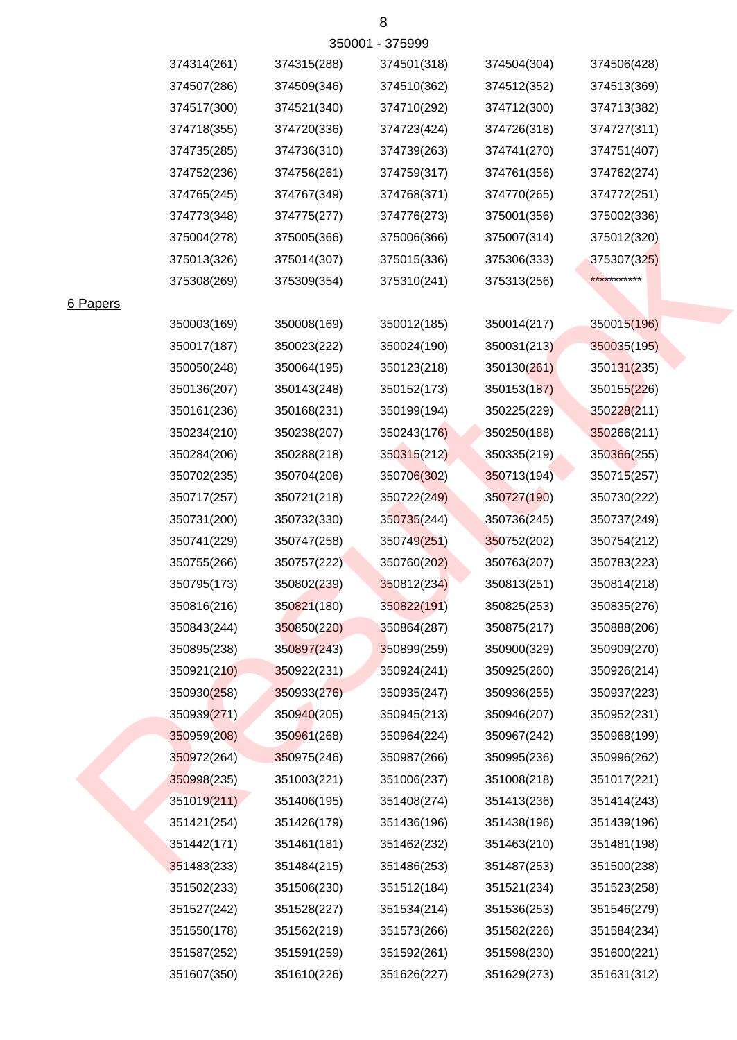350001 - 375999

| | | | | |
|---|---|---|---|---|
| 374314(261) | 374315(288) | 374501(318) | 374504(304) | 374506(428) |
| 374507(286) | 374509(346) | 374510(362) | 374512(352) | 374513(369) |
| 374517(300) | 374521(340) | 374710(292) | 374712(300) | 374713(382) |
| 374718(355) | 374720(336) | 374723(424) | 374726(318) | 374727(311) |
| 374735(285) | 374736(310) | 374739(263) | 374741(270) | 374751(407) |
| 374752(236) | 374756(261) | 374759(317) | 374761(356) | 374762(274) |
| 374765(245) | 374767(349) | 374768(371) | 374770(265) | 374772(251) |
| 374773(348) | 374775(277) | 374776(273) | 375001(356) | 375002(336) |
| 375004(278) | 375005(366) | 375006(366) | 375007(314) | 375012(320) |
| 375013(326) | 375014(307) | 375015(336) | 375306(333) | 375307(325) |
| 375308(269) | 375309(354) | 375310(241) | 375313(256) | *********** |

6 Papers

| | | | | |
|---|---|---|---|---|
| 350003(169) | 350008(169) | 350012(185) | 350014(217) | 350015(196) |
| 350017(187) | 350023(222) | 350024(190) | 350031(213) | 350035(195) |
| 350050(248) | 350064(195) | 350123(218) | 350130(261) | 350131(235) |
| 350136(207) | 350143(248) | 350152(173) | 350153(187) | 350155(226) |
| 350161(236) | 350168(231) | 350199(194) | 350225(229) | 350228(211) |
| 350234(210) | 350238(207) | 350243(176) | 350250(188) | 350266(211) |
| 350284(206) | 350288(218) | 350315(212) | 350335(219) | 350366(255) |
| 350702(235) | 350704(206) | 350706(302) | 350713(194) | 350715(257) |
| 350717(257) | 350721(218) | 350722(249) | 350727(190) | 350730(222) |
| 350731(200) | 350732(330) | 350735(244) | 350736(245) | 350737(249) |
| 350741(229) | 350747(258) | 350749(251) | 350752(202) | 350754(212) |
| 350755(266) | 350757(222) | 350760(202) | 350763(207) | 350783(223) |
| 350795(173) | 350802(239) | 350812(234) | 350813(251) | 350814(218) |
| 350816(216) | 350821(180) | 350822(191) | 350825(253) | 350835(276) |
| 350843(244) | 350850(220) | 350864(287) | 350875(217) | 350888(206) |
| 350895(238) | 350897(243) | 350899(259) | 350900(329) | 350909(270) |
| 350921(210) | 350922(231) | 350924(241) | 350925(260) | 350926(214) |
| 350930(258) | 350933(276) | 350935(247) | 350936(255) | 350937(223) |
| 350939(271) | 350940(205) | 350945(213) | 350946(207) | 350952(231) |
| 350959(208) | 350961(268) | 350964(224) | 350967(242) | 350968(199) |
| 350972(264) | 350975(246) | 350987(266) | 350995(236) | 350996(262) |
| 350998(235) | 351003(221) | 351006(237) | 351008(218) | 351017(221) |
| 351019(211) | 351406(195) | 351408(274) | 351413(236) | 351414(243) |
| 351421(254) | 351426(179) | 351436(196) | 351438(196) | 351439(196) |
| 351442(171) | 351461(181) | 351462(232) | 351463(210) | 351481(198) |
| 351483(233) | 351484(215) | 351486(253) | 351487(253) | 351500(238) |
| 351502(233) | 351506(230) | 351512(184) | 351521(234) | 351523(258) |
| 351527(242) | 351528(227) | 351534(214) | 351536(253) | 351546(279) |
| 351550(178) | 351562(219) | 351573(266) | 351582(226) | 351584(234) |
| 351587(252) | 351591(259) | 351592(261) | 351598(230) | 351600(221) |
| 351607(350) | 351610(226) | 351626(227) | 351629(273) | 351631(312) |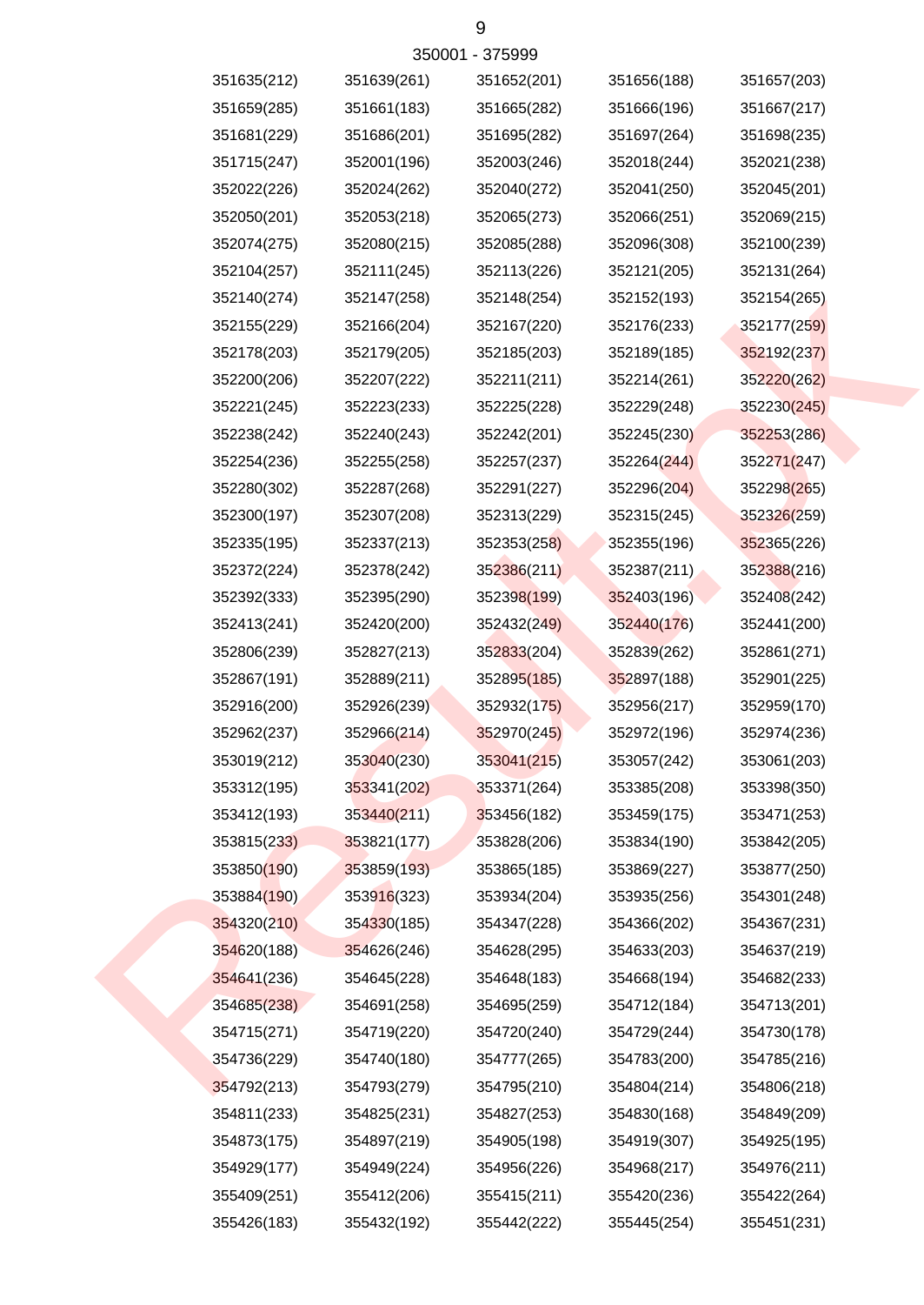350001 - 375999

| | | | | |
|---|---|---|---|---|
| 351635(212) | 351639(261) | 351652(201) | 351656(188) | 351657(203) |
| 351659(285) | 351661(183) | 351665(282) | 351666(196) | 351667(217) |
| 351681(229) | 351686(201) | 351695(282) | 351697(264) | 351698(235) |
| 351715(247) | 352001(196) | 352003(246) | 352018(244) | 352021(238) |
| 352022(226) | 352024(262) | 352040(272) | 352041(250) | 352045(201) |
| 352050(201) | 352053(218) | 352065(273) | 352066(251) | 352069(215) |
| 352074(275) | 352080(215) | 352085(288) | 352096(308) | 352100(239) |
| 352104(257) | 352111(245) | 352113(226) | 352121(205) | 352131(264) |
| 352140(274) | 352147(258) | 352148(254) | 352152(193) | 352154(265) |
| 352155(229) | 352166(204) | 352167(220) | 352176(233) | 352177(259) |
| 352178(203) | 352179(205) | 352185(203) | 352189(185) | 352192(237) |
| 352200(206) | 352207(222) | 352211(211) | 352214(261) | 352220(262) |
| 352221(245) | 352223(233) | 352225(228) | 352229(248) | 352230(245) |
| 352238(242) | 352240(243) | 352242(201) | 352245(230) | 352253(286) |
| 352254(236) | 352255(258) | 352257(237) | 352264(244) | 352271(247) |
| 352280(302) | 352287(268) | 352291(227) | 352296(204) | 352298(265) |
| 352300(197) | 352307(208) | 352313(229) | 352315(245) | 352326(259) |
| 352335(195) | 352337(213) | 352353(258) | 352355(196) | 352365(226) |
| 352372(224) | 352378(242) | 352386(211) | 352387(211) | 352388(216) |
| 352392(333) | 352395(290) | 352398(199) | 352403(196) | 352408(242) |
| 352413(241) | 352420(200) | 352432(249) | 352440(176) | 352441(200) |
| 352806(239) | 352827(213) | 352833(204) | 352839(262) | 352861(271) |
| 352867(191) | 352889(211) | 352895(185) | 352897(188) | 352901(225) |
| 352916(200) | 352926(239) | 352932(175) | 352956(217) | 352959(170) |
| 352962(237) | 352966(214) | 352970(245) | 352972(196) | 352974(236) |
| 353019(212) | 353040(230) | 353041(215) | 353057(242) | 353061(203) |
| 353312(195) | 353341(202) | 353371(264) | 353385(208) | 353398(350) |
| 353412(193) | 353440(211) | 353456(182) | 353459(175) | 353471(253) |
| 353815(233) | 353821(177) | 353828(206) | 353834(190) | 353842(205) |
| 353850(190) | 353859(193) | 353865(185) | 353869(227) | 353877(250) |
| 353884(190) | 353916(323) | 353934(204) | 353935(256) | 354301(248) |
| 354320(210) | 354330(185) | 354347(228) | 354366(202) | 354367(231) |
| 354620(188) | 354626(246) | 354628(295) | 354633(203) | 354637(219) |
| 354641(236) | 354645(228) | 354648(183) | 354668(194) | 354682(233) |
| 354685(238) | 354691(258) | 354695(259) | 354712(184) | 354713(201) |
| 354715(271) | 354719(220) | 354720(240) | 354729(244) | 354730(178) |
| 354736(229) | 354740(180) | 354777(265) | 354783(200) | 354785(216) |
| 354792(213) | 354793(279) | 354795(210) | 354804(214) | 354806(218) |
| 354811(233) | 354825(231) | 354827(253) | 354830(168) | 354849(209) |
| 354873(175) | 354897(219) | 354905(198) | 354919(307) | 354925(195) |
| 354929(177) | 354949(224) | 354956(226) | 354968(217) | 354976(211) |
| 355409(251) | 355412(206) | 355415(211) | 355420(236) | 355422(264) |
| 355426(183) | 355432(192) | 355442(222) | 355445(254) | 355451(231) |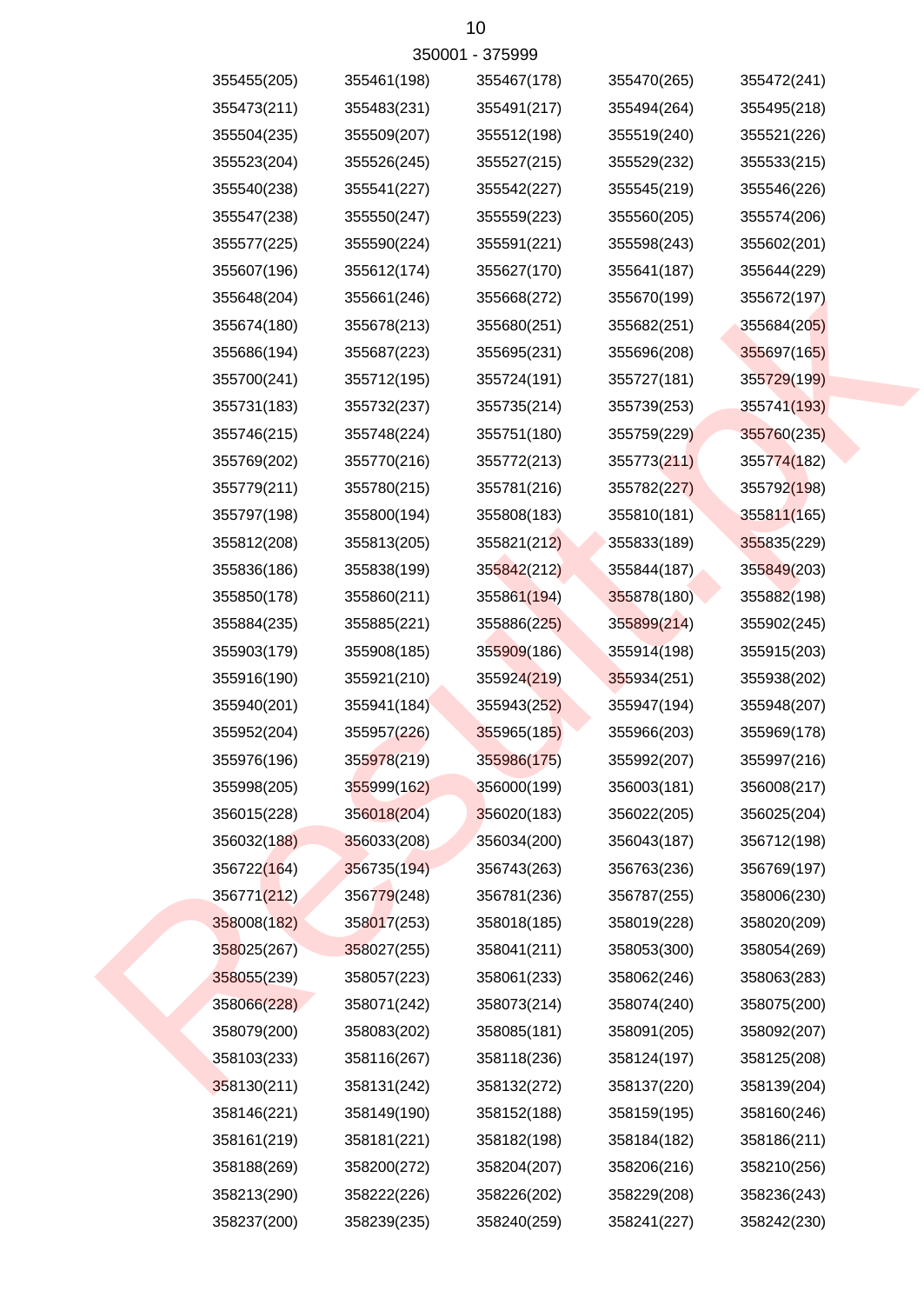350001 - 375999

| | | | | |
|---|---|---|---|---|
| 355455(205) | 355461(198) | 355467(178) | 355470(265) | 355472(241) |
| 355473(211) | 355483(231) | 355491(217) | 355494(264) | 355495(218) |
| 355504(235) | 355509(207) | 355512(198) | 355519(240) | 355521(226) |
| 355523(204) | 355526(245) | 355527(215) | 355529(232) | 355533(215) |
| 355540(238) | 355541(227) | 355542(227) | 355545(219) | 355546(226) |
| 355547(238) | 355550(247) | 355559(223) | 355560(205) | 355574(206) |
| 355577(225) | 355590(224) | 355591(221) | 355598(243) | 355602(201) |
| 355607(196) | 355612(174) | 355627(170) | 355641(187) | 355644(229) |
| 355648(204) | 355661(246) | 355668(272) | 355670(199) | 355672(197) |
| 355674(180) | 355678(213) | 355680(251) | 355682(251) | 355684(205) |
| 355686(194) | 355687(223) | 355695(231) | 355696(208) | 355697(165) |
| 355700(241) | 355712(195) | 355724(191) | 355727(181) | 355729(199) |
| 355731(183) | 355732(237) | 355735(214) | 355739(253) | 355741(193) |
| 355746(215) | 355748(224) | 355751(180) | 355759(229) | 355760(235) |
| 355769(202) | 355770(216) | 355772(213) | 355773(211) | 355774(182) |
| 355779(211) | 355780(215) | 355781(216) | 355782(227) | 355792(198) |
| 355797(198) | 355800(194) | 355808(183) | 355810(181) | 355811(165) |
| 355812(208) | 355813(205) | 355821(212) | 355833(189) | 355835(229) |
| 355836(186) | 355838(199) | 355842(212) | 355844(187) | 355849(203) |
| 355850(178) | 355860(211) | 355861(194) | 355878(180) | 355882(198) |
| 355884(235) | 355885(221) | 355886(225) | 355899(214) | 355902(245) |
| 355903(179) | 355908(185) | 355909(186) | 355914(198) | 355915(203) |
| 355916(190) | 355921(210) | 355924(219) | 355934(251) | 355938(202) |
| 355940(201) | 355941(184) | 355943(252) | 355947(194) | 355948(207) |
| 355952(204) | 355957(226) | 355965(185) | 355966(203) | 355969(178) |
| 355976(196) | 355978(219) | 355986(175) | 355992(207) | 355997(216) |
| 355998(205) | 355999(162) | 356000(199) | 356003(181) | 356008(217) |
| 356015(228) | 356018(204) | 356020(183) | 356022(205) | 356025(204) |
| 356032(188) | 356033(208) | 356034(200) | 356043(187) | 356712(198) |
| 356722(164) | 356735(194) | 356743(263) | 356763(236) | 356769(197) |
| 356771(212) | 356779(248) | 356781(236) | 356787(255) | 358006(230) |
| 358008(182) | 358017(253) | 358018(185) | 358019(228) | 358020(209) |
| 358025(267) | 358027(255) | 358041(211) | 358053(300) | 358054(269) |
| 358055(239) | 358057(223) | 358061(233) | 358062(246) | 358063(283) |
| 358066(228) | 358071(242) | 358073(214) | 358074(240) | 358075(200) |
| 358079(200) | 358083(202) | 358085(181) | 358091(205) | 358092(207) |
| 358103(233) | 358116(267) | 358118(236) | 358124(197) | 358125(208) |
| 358130(211) | 358131(242) | 358132(272) | 358137(220) | 358139(204) |
| 358146(221) | 358149(190) | 358152(188) | 358159(195) | 358160(246) |
| 358161(219) | 358181(221) | 358182(198) | 358184(182) | 358186(211) |
| 358188(269) | 358200(272) | 358204(207) | 358206(216) | 358210(256) |
| 358213(290) | 358222(226) | 358226(202) | 358229(208) | 358236(243) |
| 358237(200) | 358239(235) | 358240(259) | 358241(227) | 358242(230) |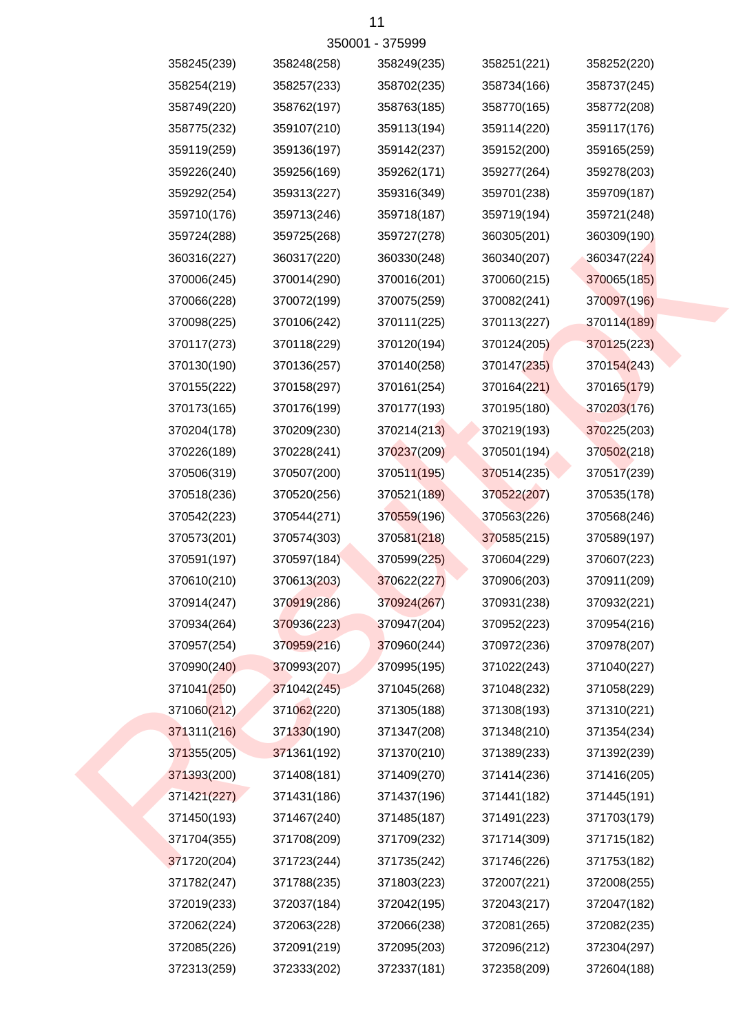350001 - 375999

| | | | | |
|---|---|---|---|---|
| 358245(239) | 358248(258) | 358249(235) | 358251(221) | 358252(220) |
| 358254(219) | 358257(233) | 358702(235) | 358734(166) | 358737(245) |
| 358749(220) | 358762(197) | 358763(185) | 358770(165) | 358772(208) |
| 358775(232) | 359107(210) | 359113(194) | 359114(220) | 359117(176) |
| 359119(259) | 359136(197) | 359142(237) | 359152(200) | 359165(259) |
| 359226(240) | 359256(169) | 359262(171) | 359277(264) | 359278(203) |
| 359292(254) | 359313(227) | 359316(349) | 359701(238) | 359709(187) |
| 359710(176) | 359713(246) | 359718(187) | 359719(194) | 359721(248) |
| 359724(288) | 359725(268) | 359727(278) | 360305(201) | 360309(190) |
| 360316(227) | 360317(220) | 360330(248) | 360340(207) | 360347(224) |
| 370006(245) | 370014(290) | 370016(201) | 370060(215) | 370065(185) |
| 370066(228) | 370072(199) | 370075(259) | 370082(241) | 370097(196) |
| 370098(225) | 370106(242) | 370111(225) | 370113(227) | 370114(189) |
| 370117(273) | 370118(229) | 370120(194) | 370124(205) | 370125(223) |
| 370130(190) | 370136(257) | 370140(258) | 370147(235) | 370154(243) |
| 370155(222) | 370158(297) | 370161(254) | 370164(221) | 370165(179) |
| 370173(165) | 370176(199) | 370177(193) | 370195(180) | 370203(176) |
| 370204(178) | 370209(230) | 370214(213) | 370219(193) | 370225(203) |
| 370226(189) | 370228(241) | 370237(209) | 370501(194) | 370502(218) |
| 370506(319) | 370507(200) | 370511(195) | 370514(235) | 370517(239) |
| 370518(236) | 370520(256) | 370521(189) | 370522(207) | 370535(178) |
| 370542(223) | 370544(271) | 370559(196) | 370563(226) | 370568(246) |
| 370573(201) | 370574(303) | 370581(218) | 370585(215) | 370589(197) |
| 370591(197) | 370597(184) | 370599(225) | 370604(229) | 370607(223) |
| 370610(210) | 370613(203) | 370622(227) | 370906(203) | 370911(209) |
| 370914(247) | 370919(286) | 370924(267) | 370931(238) | 370932(221) |
| 370934(264) | 370936(223) | 370947(204) | 370952(223) | 370954(216) |
| 370957(254) | 370959(216) | 370960(244) | 370972(236) | 370978(207) |
| 370990(240) | 370993(207) | 370995(195) | 371022(243) | 371040(227) |
| 371041(250) | 371042(245) | 371045(268) | 371048(232) | 371058(229) |
| 371060(212) | 371062(220) | 371305(188) | 371308(193) | 371310(221) |
| 371311(216) | 371330(190) | 371347(208) | 371348(210) | 371354(234) |
| 371355(205) | 371361(192) | 371370(210) | 371389(233) | 371392(239) |
| 371393(200) | 371408(181) | 371409(270) | 371414(236) | 371416(205) |
| 371421(227) | 371431(186) | 371437(196) | 371441(182) | 371445(191) |
| 371450(193) | 371467(240) | 371485(187) | 371491(223) | 371703(179) |
| 371704(355) | 371708(209) | 371709(232) | 371714(309) | 371715(182) |
| 371720(204) | 371723(244) | 371735(242) | 371746(226) | 371753(182) |
| 371782(247) | 371788(235) | 371803(223) | 372007(221) | 372008(255) |
| 372019(233) | 372037(184) | 372042(195) | 372043(217) | 372047(182) |
| 372062(224) | 372063(228) | 372066(238) | 372081(265) | 372082(235) |
| 372085(226) | 372091(219) | 372095(203) | 372096(212) | 372304(297) |
| 372313(259) | 372333(202) | 372337(181) | 372358(209) | 372604(188) |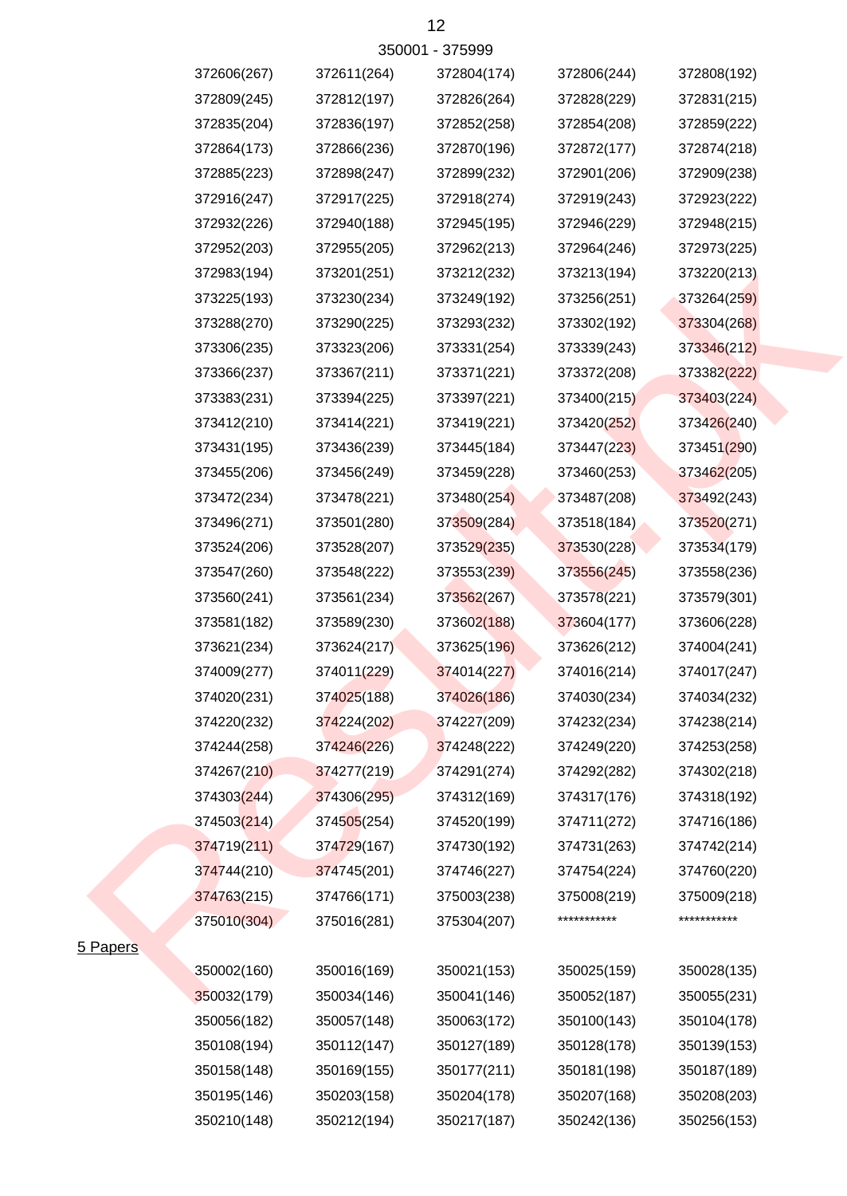350001 - 375999

| | | | | |
|---|---|---|---|---|
| 372606(267) | 372611(264) | 372804(174) | 372806(244) | 372808(192) |
| 372809(245) | 372812(197) | 372826(264) | 372828(229) | 372831(215) |
| 372835(204) | 372836(197) | 372852(258) | 372854(208) | 372859(222) |
| 372864(173) | 372866(236) | 372870(196) | 372872(177) | 372874(218) |
| 372885(223) | 372898(247) | 372899(232) | 372901(206) | 372909(238) |
| 372916(247) | 372917(225) | 372918(274) | 372919(243) | 372923(222) |
| 372932(226) | 372940(188) | 372945(195) | 372946(229) | 372948(215) |
| 372952(203) | 372955(205) | 372962(213) | 372964(246) | 372973(225) |
| 372983(194) | 373201(251) | 373212(232) | 373213(194) | 373220(213) |
| 373225(193) | 373230(234) | 373249(192) | 373256(251) | 373264(259) |
| 373288(270) | 373290(225) | 373293(232) | 373302(192) | 373304(268) |
| 373306(235) | 373323(206) | 373331(254) | 373339(243) | 373346(212) |
| 373366(237) | 373367(211) | 373371(221) | 373372(208) | 373382(222) |
| 373383(231) | 373394(225) | 373397(221) | 373400(215) | 373403(224) |
| 373412(210) | 373414(221) | 373419(221) | 373420(252) | 373426(240) |
| 373431(195) | 373436(239) | 373445(184) | 373447(223) | 373451(290) |
| 373455(206) | 373456(249) | 373459(228) | 373460(253) | 373462(205) |
| 373472(234) | 373478(221) | 373480(254) | 373487(208) | 373492(243) |
| 373496(271) | 373501(280) | 373509(284) | 373518(184) | 373520(271) |
| 373524(206) | 373528(207) | 373529(235) | 373530(228) | 373534(179) |
| 373547(260) | 373548(222) | 373553(239) | 373556(245) | 373558(236) |
| 373560(241) | 373561(234) | 373562(267) | 373578(221) | 373579(301) |
| 373581(182) | 373589(230) | 373602(188) | 373604(177) | 373606(228) |
| 373621(234) | 373624(217) | 373625(196) | 373626(212) | 374004(241) |
| 374009(277) | 374011(229) | 374014(227) | 374016(214) | 374017(247) |
| 374020(231) | 374025(188) | 374026(186) | 374030(234) | 374034(232) |
| 374220(232) | 374224(202) | 374227(209) | 374232(234) | 374238(214) |
| 374244(258) | 374246(226) | 374248(222) | 374249(220) | 374253(258) |
| 374267(210) | 374277(219) | 374291(274) | 374292(282) | 374302(218) |
| 374303(244) | 374306(295) | 374312(169) | 374317(176) | 374318(192) |
| 374503(214) | 374505(254) | 374520(199) | 374711(272) | 374716(186) |
| 374719(211) | 374729(167) | 374730(192) | 374731(263) | 374742(214) |
| 374744(210) | 374745(201) | 374746(227) | 374754(224) | 374760(220) |
| 374763(215) | 374766(171) | 375003(238) | 375008(219) | 375009(218) |
| 375010(304) | 375016(281) | 375304(207) | *********** | *********** |

5 Papers

| | | | | |
|---|---|---|---|---|
| 350002(160) | 350016(169) | 350021(153) | 350025(159) | 350028(135) |
| 350032(179) | 350034(146) | 350041(146) | 350052(187) | 350055(231) |
| 350056(182) | 350057(148) | 350063(172) | 350100(143) | 350104(178) |
| 350108(194) | 350112(147) | 350127(189) | 350128(178) | 350139(153) |
| 350158(148) | 350169(155) | 350177(211) | 350181(198) | 350187(189) |
| 350195(146) | 350203(158) | 350204(178) | 350207(168) | 350208(203) |
| 350210(148) | 350212(194) | 350217(187) | 350242(136) | 350256(153) |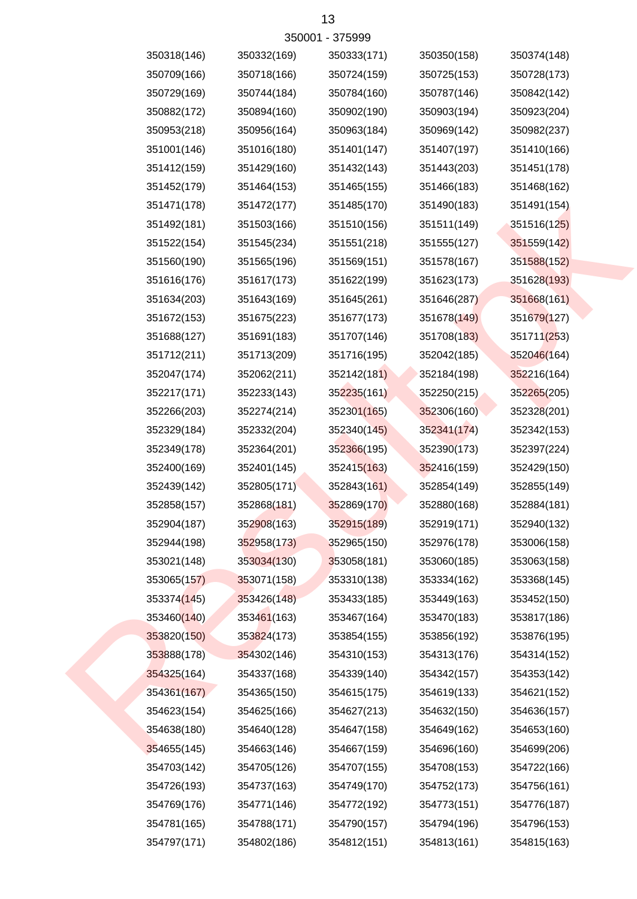350001 - 375999

| | | | | |
|---|---|---|---|---|
| 350318(146) | 350332(169) | 350333(171) | 350350(158) | 350374(148) |
| 350709(166) | 350718(166) | 350724(159) | 350725(153) | 350728(173) |
| 350729(169) | 350744(184) | 350784(160) | 350787(146) | 350842(142) |
| 350882(172) | 350894(160) | 350902(190) | 350903(194) | 350923(204) |
| 350953(218) | 350956(164) | 350963(184) | 350969(142) | 350982(237) |
| 351001(146) | 351016(180) | 351401(147) | 351407(197) | 351410(166) |
| 351412(159) | 351429(160) | 351432(143) | 351443(203) | 351451(178) |
| 351452(179) | 351464(153) | 351465(155) | 351466(183) | 351468(162) |
| 351471(178) | 351472(177) | 351485(170) | 351490(183) | 351491(154) |
| 351492(181) | 351503(166) | 351510(156) | 351511(149) | 351516(125) |
| 351522(154) | 351545(234) | 351551(218) | 351555(127) | 351559(142) |
| 351560(190) | 351565(196) | 351569(151) | 351578(167) | 351588(152) |
| 351616(176) | 351617(173) | 351622(199) | 351623(173) | 351628(193) |
| 351634(203) | 351643(169) | 351645(261) | 351646(287) | 351668(161) |
| 351672(153) | 351675(223) | 351677(173) | 351678(149) | 351679(127) |
| 351688(127) | 351691(183) | 351707(146) | 351708(183) | 351711(253) |
| 351712(211) | 351713(209) | 351716(195) | 352042(185) | 352046(164) |
| 352047(174) | 352062(211) | 352142(181) | 352184(198) | 352216(164) |
| 352217(171) | 352233(143) | 352235(161) | 352250(215) | 352265(205) |
| 352266(203) | 352274(214) | 352301(165) | 352306(160) | 352328(201) |
| 352329(184) | 352332(204) | 352340(145) | 352341(174) | 352342(153) |
| 352349(178) | 352364(201) | 352366(195) | 352390(173) | 352397(224) |
| 352400(169) | 352401(145) | 352415(163) | 352416(159) | 352429(150) |
| 352439(142) | 352805(171) | 352843(161) | 352854(149) | 352855(149) |
| 352858(157) | 352868(181) | 352869(170) | 352880(168) | 352884(181) |
| 352904(187) | 352908(163) | 352915(189) | 352919(171) | 352940(132) |
| 352944(198) | 352958(173) | 352965(150) | 352976(178) | 353006(158) |
| 353021(148) | 353034(130) | 353058(181) | 353060(185) | 353063(158) |
| 353065(157) | 353071(158) | 353310(138) | 353334(162) | 353368(145) |
| 353374(145) | 353426(148) | 353433(185) | 353449(163) | 353452(150) |
| 353460(140) | 353461(163) | 353467(164) | 353470(183) | 353817(186) |
| 353820(150) | 353824(173) | 353854(155) | 353856(192) | 353876(195) |
| 353888(178) | 354302(146) | 354310(153) | 354313(176) | 354314(152) |
| 354325(164) | 354337(168) | 354339(140) | 354342(157) | 354353(142) |
| 354361(167) | 354365(150) | 354615(175) | 354619(133) | 354621(152) |
| 354623(154) | 354625(166) | 354627(213) | 354632(150) | 354636(157) |
| 354638(180) | 354640(128) | 354647(158) | 354649(162) | 354653(160) |
| 354655(145) | 354663(146) | 354667(159) | 354696(160) | 354699(206) |
| 354703(142) | 354705(126) | 354707(155) | 354708(153) | 354722(166) |
| 354726(193) | 354737(163) | 354749(170) | 354752(173) | 354756(161) |
| 354769(176) | 354771(146) | 354772(192) | 354773(151) | 354776(187) |
| 354781(165) | 354788(171) | 354790(157) | 354794(196) | 354796(153) |
| 354797(171) | 354802(186) | 354812(151) | 354813(161) | 354815(163) |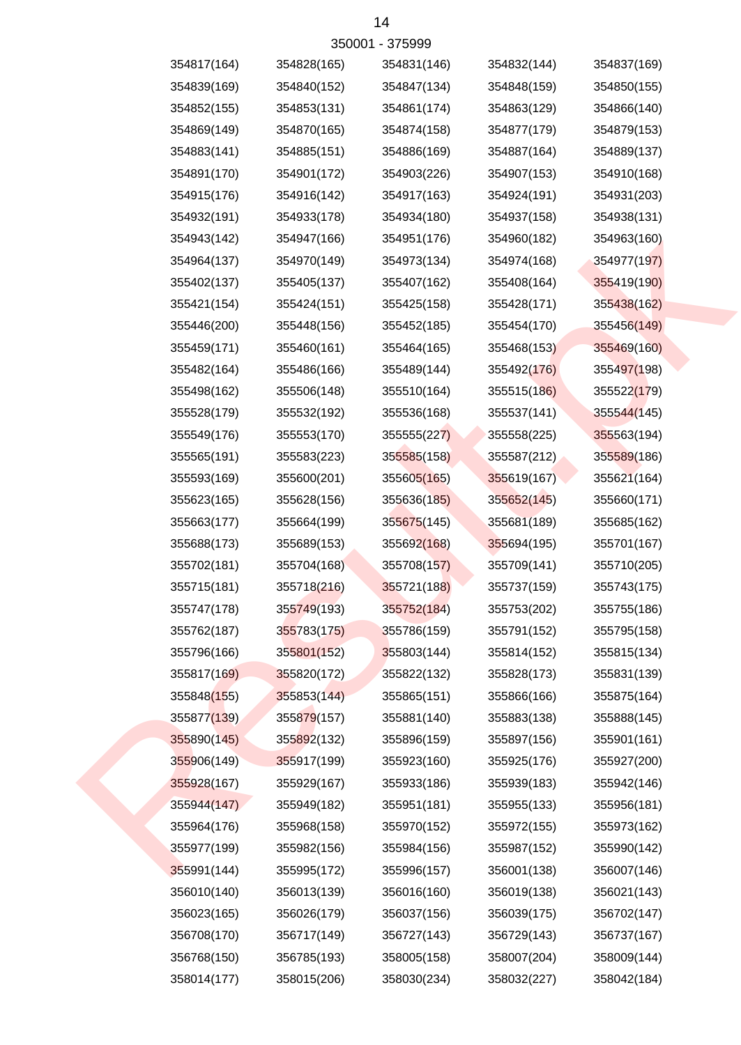350001 - 375999

| | | | | |
|---|---|---|---|---|
| 354817(164) | 354828(165) | 354831(146) | 354832(144) | 354837(169) |
| 354839(169) | 354840(152) | 354847(134) | 354848(159) | 354850(155) |
| 354852(155) | 354853(131) | 354861(174) | 354863(129) | 354866(140) |
| 354869(149) | 354870(165) | 354874(158) | 354877(179) | 354879(153) |
| 354883(141) | 354885(151) | 354886(169) | 354887(164) | 354889(137) |
| 354891(170) | 354901(172) | 354903(226) | 354907(153) | 354910(168) |
| 354915(176) | 354916(142) | 354917(163) | 354924(191) | 354931(203) |
| 354932(191) | 354933(178) | 354934(180) | 354937(158) | 354938(131) |
| 354943(142) | 354947(166) | 354951(176) | 354960(182) | 354963(160) |
| 354964(137) | 354970(149) | 354973(134) | 354974(168) | 354977(197) |
| 355402(137) | 355405(137) | 355407(162) | 355408(164) | 355419(190) |
| 355421(154) | 355424(151) | 355425(158) | 355428(171) | 355438(162) |
| 355446(200) | 355448(156) | 355452(185) | 355454(170) | 355456(149) |
| 355459(171) | 355460(161) | 355464(165) | 355468(153) | 355469(160) |
| 355482(164) | 355486(166) | 355489(144) | 355492(176) | 355497(198) |
| 355498(162) | 355506(148) | 355510(164) | 355515(186) | 355522(179) |
| 355528(179) | 355532(192) | 355536(168) | 355537(141) | 355544(145) |
| 355549(176) | 355553(170) | 355555(227) | 355558(225) | 355563(194) |
| 355565(191) | 355583(223) | 355585(158) | 355587(212) | 355589(186) |
| 355593(169) | 355600(201) | 355605(165) | 355619(167) | 355621(164) |
| 355623(165) | 355628(156) | 355636(185) | 355652(145) | 355660(171) |
| 355663(177) | 355664(199) | 355675(145) | 355681(189) | 355685(162) |
| 355688(173) | 355689(153) | 355692(168) | 355694(195) | 355701(167) |
| 355702(181) | 355704(168) | 355708(157) | 355709(141) | 355710(205) |
| 355715(181) | 355718(216) | 355721(188) | 355737(159) | 355743(175) |
| 355747(178) | 355749(193) | 355752(184) | 355753(202) | 355755(186) |
| 355762(187) | 355783(175) | 355786(159) | 355791(152) | 355795(158) |
| 355796(166) | 355801(152) | 355803(144) | 355814(152) | 355815(134) |
| 355817(169) | 355820(172) | 355822(132) | 355828(173) | 355831(139) |
| 355848(155) | 355853(144) | 355865(151) | 355866(166) | 355875(164) |
| 355877(139) | 355879(157) | 355881(140) | 355883(138) | 355888(145) |
| 355890(145) | 355892(132) | 355896(159) | 355897(156) | 355901(161) |
| 355906(149) | 355917(199) | 355923(160) | 355925(176) | 355927(200) |
| 355928(167) | 355929(167) | 355933(186) | 355939(183) | 355942(146) |
| 355944(147) | 355949(182) | 355951(181) | 355955(133) | 355956(181) |
| 355964(176) | 355968(158) | 355970(152) | 355972(155) | 355973(162) |
| 355977(199) | 355982(156) | 355984(156) | 355987(152) | 355990(142) |
| 355991(144) | 355995(172) | 355996(157) | 356001(138) | 356007(146) |
| 356010(140) | 356013(139) | 356016(160) | 356019(138) | 356021(143) |
| 356023(165) | 356026(179) | 356037(156) | 356039(175) | 356702(147) |
| 356708(170) | 356717(149) | 356727(143) | 356729(143) | 356737(167) |
| 356768(150) | 356785(193) | 358005(158) | 358007(204) | 358009(144) |
| 358014(177) | 358015(206) | 358030(234) | 358032(227) | 358042(184) |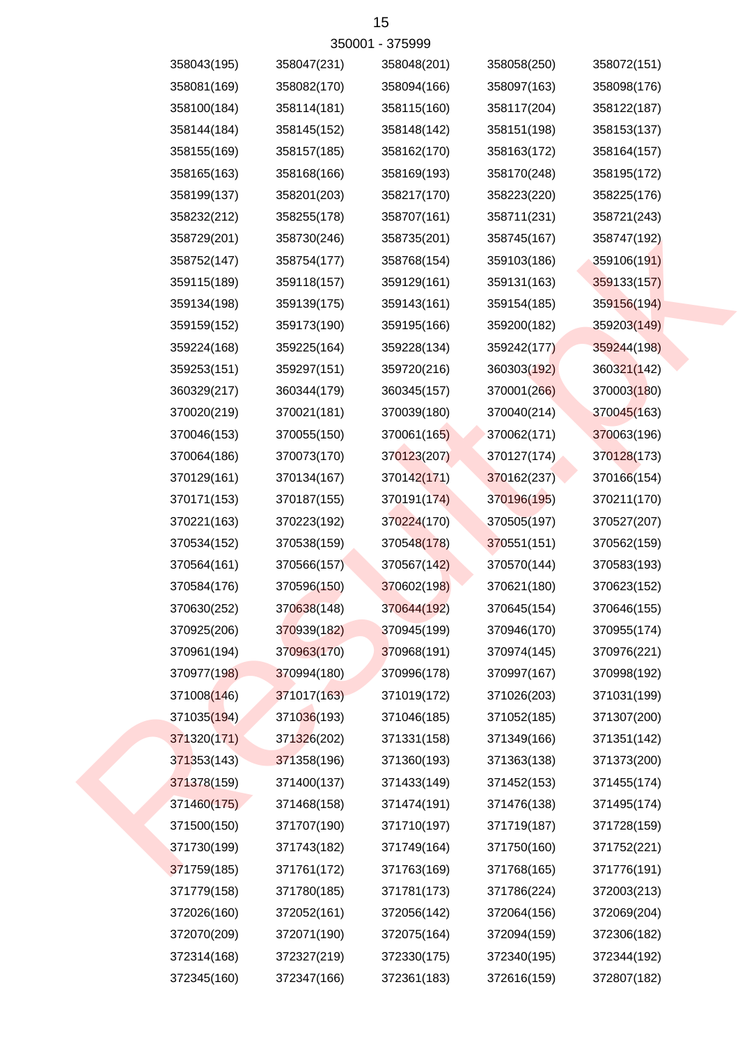350001 - 375999

| | | | | |
|---|---|---|---|---|
| 358043(195) | 358047(231) | 358048(201) | 358058(250) | 358072(151) |
| 358081(169) | 358082(170) | 358094(166) | 358097(163) | 358098(176) |
| 358100(184) | 358114(181) | 358115(160) | 358117(204) | 358122(187) |
| 358144(184) | 358145(152) | 358148(142) | 358151(198) | 358153(137) |
| 358155(169) | 358157(185) | 358162(170) | 358163(172) | 358164(157) |
| 358165(163) | 358168(166) | 358169(193) | 358170(248) | 358195(172) |
| 358199(137) | 358201(203) | 358217(170) | 358223(220) | 358225(176) |
| 358232(212) | 358255(178) | 358707(161) | 358711(231) | 358721(243) |
| 358729(201) | 358730(246) | 358735(201) | 358745(167) | 358747(192) |
| 358752(147) | 358754(177) | 358768(154) | 359103(186) | 359106(191) |
| 359115(189) | 359118(157) | 359129(161) | 359131(163) | 359133(157) |
| 359134(198) | 359139(175) | 359143(161) | 359154(185) | 359156(194) |
| 359159(152) | 359173(190) | 359195(166) | 359200(182) | 359203(149) |
| 359224(168) | 359225(164) | 359228(134) | 359242(177) | 359244(198) |
| 359253(151) | 359297(151) | 359720(216) | 360303(192) | 360321(142) |
| 360329(217) | 360344(179) | 360345(157) | 370001(266) | 370003(180) |
| 370020(219) | 370021(181) | 370039(180) | 370040(214) | 370045(163) |
| 370046(153) | 370055(150) | 370061(165) | 370062(171) | 370063(196) |
| 370064(186) | 370073(170) | 370123(207) | 370127(174) | 370128(173) |
| 370129(161) | 370134(167) | 370142(171) | 370162(237) | 370166(154) |
| 370171(153) | 370187(155) | 370191(174) | 370196(195) | 370211(170) |
| 370221(163) | 370223(192) | 370224(170) | 370505(197) | 370527(207) |
| 370534(152) | 370538(159) | 370548(178) | 370551(151) | 370562(159) |
| 370564(161) | 370566(157) | 370567(142) | 370570(144) | 370583(193) |
| 370584(176) | 370596(150) | 370602(198) | 370621(180) | 370623(152) |
| 370630(252) | 370638(148) | 370644(192) | 370645(154) | 370646(155) |
| 370925(206) | 370939(182) | 370945(199) | 370946(170) | 370955(174) |
| 370961(194) | 370963(170) | 370968(191) | 370974(145) | 370976(221) |
| 370977(198) | 370994(180) | 370996(178) | 370997(167) | 370998(192) |
| 371008(146) | 371017(163) | 371019(172) | 371026(203) | 371031(199) |
| 371035(194) | 371036(193) | 371046(185) | 371052(185) | 371307(200) |
| 371320(171) | 371326(202) | 371331(158) | 371349(166) | 371351(142) |
| 371353(143) | 371358(196) | 371360(193) | 371363(138) | 371373(200) |
| 371378(159) | 371400(137) | 371433(149) | 371452(153) | 371455(174) |
| 371460(175) | 371468(158) | 371474(191) | 371476(138) | 371495(174) |
| 371500(150) | 371707(190) | 371710(197) | 371719(187) | 371728(159) |
| 371730(199) | 371743(182) | 371749(164) | 371750(160) | 371752(221) |
| 371759(185) | 371761(172) | 371763(169) | 371768(165) | 371776(191) |
| 371779(158) | 371780(185) | 371781(173) | 371786(224) | 372003(213) |
| 372026(160) | 372052(161) | 372056(142) | 372064(156) | 372069(204) |
| 372070(209) | 372071(190) | 372075(164) | 372094(159) | 372306(182) |
| 372314(168) | 372327(219) | 372330(175) | 372340(195) | 372344(192) |
| 372345(160) | 372347(166) | 372361(183) | 372616(159) | 372807(182) |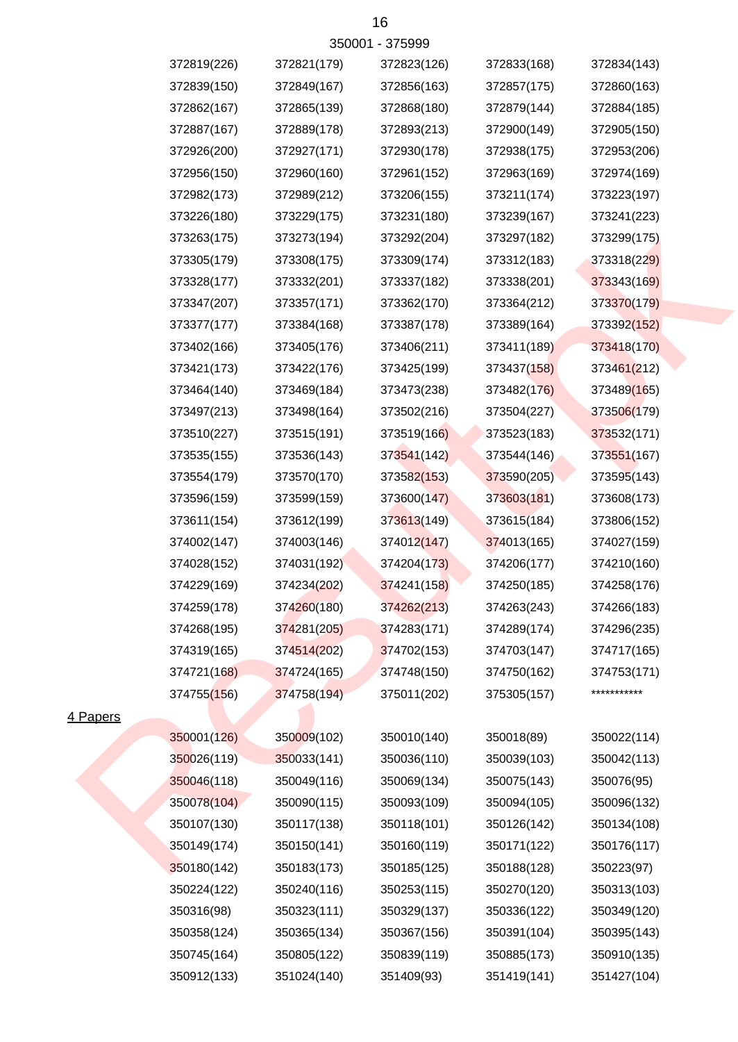350001 - 375999

| | | | | |
|---|---|---|---|---|
| 372819(226) | 372821(179) | 372823(126) | 372833(168) | 372834(143) |
| 372839(150) | 372849(167) | 372856(163) | 372857(175) | 372860(163) |
| 372862(167) | 372865(139) | 372868(180) | 372879(144) | 372884(185) |
| 372887(167) | 372889(178) | 372893(213) | 372900(149) | 372905(150) |
| 372926(200) | 372927(171) | 372930(178) | 372938(175) | 372953(206) |
| 372956(150) | 372960(160) | 372961(152) | 372963(169) | 372974(169) |
| 372982(173) | 372989(212) | 373206(155) | 373211(174) | 373223(197) |
| 373226(180) | 373229(175) | 373231(180) | 373239(167) | 373241(223) |
| 373263(175) | 373273(194) | 373292(204) | 373297(182) | 373299(175) |
| 373305(179) | 373308(175) | 373309(174) | 373312(183) | 373318(229) |
| 373328(177) | 373332(201) | 373337(182) | 373338(201) | 373343(169) |
| 373347(207) | 373357(171) | 373362(170) | 373364(212) | 373370(179) |
| 373377(177) | 373384(168) | 373387(178) | 373389(164) | 373392(152) |
| 373402(166) | 373405(176) | 373406(211) | 373411(189) | 373418(170) |
| 373421(173) | 373422(176) | 373425(199) | 373437(158) | 373461(212) |
| 373464(140) | 373469(184) | 373473(238) | 373482(176) | 373489(165) |
| 373497(213) | 373498(164) | 373502(216) | 373504(227) | 373506(179) |
| 373510(227) | 373515(191) | 373519(166) | 373523(183) | 373532(171) |
| 373535(155) | 373536(143) | 373541(142) | 373544(146) | 373551(167) |
| 373554(179) | 373570(170) | 373582(153) | 373590(205) | 373595(143) |
| 373596(159) | 373599(159) | 373600(147) | 373603(181) | 373608(173) |
| 373611(154) | 373612(199) | 373613(149) | 373615(184) | 373806(152) |
| 374002(147) | 374003(146) | 374012(147) | 374013(165) | 374027(159) |
| 374028(152) | 374031(192) | 374204(173) | 374206(177) | 374210(160) |
| 374229(169) | 374234(202) | 374241(158) | 374250(185) | 374258(176) |
| 374259(178) | 374260(180) | 374262(213) | 374263(243) | 374266(183) |
| 374268(195) | 374281(205) | 374283(171) | 374289(174) | 374296(235) |
| 374319(165) | 374514(202) | 374702(153) | 374703(147) | 374717(165) |
| 374721(168) | 374724(165) | 374748(150) | 374750(162) | 374753(171) |
| 374755(156) | 374758(194) | 375011(202) | 375305(157) | *********** |

4 Papers

| | | | | |
|---|---|---|---|---|
| 350001(126) | 350009(102) | 350010(140) | 350018(89) | 350022(114) |
| 350026(119) | 350033(141) | 350036(110) | 350039(103) | 350042(113) |
| 350046(118) | 350049(116) | 350069(134) | 350075(143) | 350076(95) |
| 350078(104) | 350090(115) | 350093(109) | 350094(105) | 350096(132) |
| 350107(130) | 350117(138) | 350118(101) | 350126(142) | 350134(108) |
| 350149(174) | 350150(141) | 350160(119) | 350171(122) | 350176(117) |
| 350180(142) | 350183(173) | 350185(125) | 350188(128) | 350223(97) |
| 350224(122) | 350240(116) | 350253(115) | 350270(120) | 350313(103) |
| 350316(98) | 350323(111) | 350329(137) | 350336(122) | 350349(120) |
| 350358(124) | 350365(134) | 350367(156) | 350391(104) | 350395(143) |
| 350745(164) | 350805(122) | 350839(119) | 350885(173) | 350910(135) |
| 350912(133) | 351024(140) | 351409(93) | 351419(141) | 351427(104) |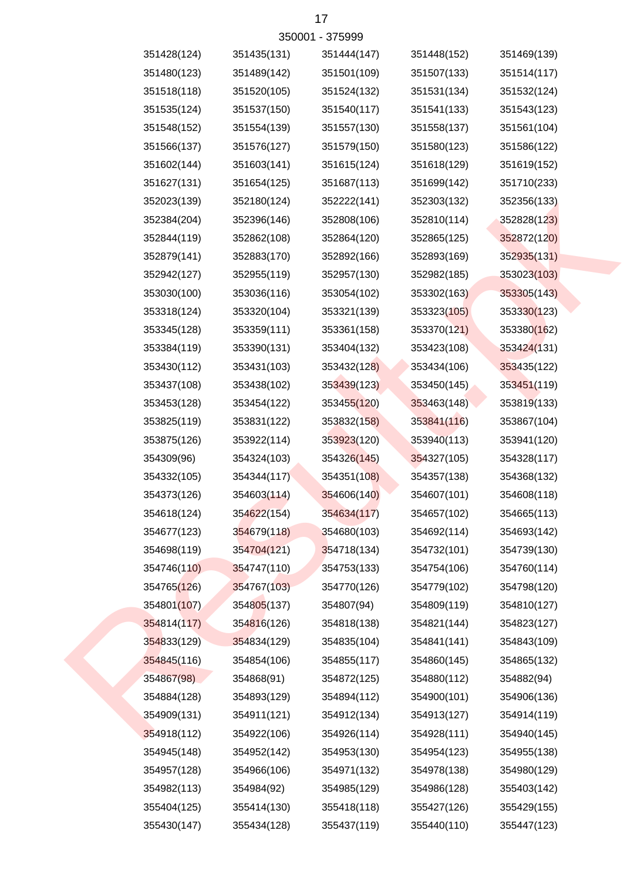350001 - 375999

| | | | | |
|---|---|---|---|---|
| 351428(124) | 351435(131) | 351444(147) | 351448(152) | 351469(139) |
| 351480(123) | 351489(142) | 351501(109) | 351507(133) | 351514(117) |
| 351518(118) | 351520(105) | 351524(132) | 351531(134) | 351532(124) |
| 351535(124) | 351537(150) | 351540(117) | 351541(133) | 351543(123) |
| 351548(152) | 351554(139) | 351557(130) | 351558(137) | 351561(104) |
| 351566(137) | 351576(127) | 351579(150) | 351580(123) | 351586(122) |
| 351602(144) | 351603(141) | 351615(124) | 351618(129) | 351619(152) |
| 351627(131) | 351654(125) | 351687(113) | 351699(142) | 351710(233) |
| 352023(139) | 352180(124) | 352222(141) | 352303(132) | 352356(133) |
| 352384(204) | 352396(146) | 352808(106) | 352810(114) | 352828(123) |
| 352844(119) | 352862(108) | 352864(120) | 352865(125) | 352872(120) |
| 352879(141) | 352883(170) | 352892(166) | 352893(169) | 352935(131) |
| 352942(127) | 352955(119) | 352957(130) | 352982(185) | 353023(103) |
| 353030(100) | 353036(116) | 353054(102) | 353302(163) | 353305(143) |
| 353318(124) | 353320(104) | 353321(139) | 353323(105) | 353330(123) |
| 353345(128) | 353359(111) | 353361(158) | 353370(121) | 353380(162) |
| 353384(119) | 353390(131) | 353404(132) | 353423(108) | 353424(131) |
| 353430(112) | 353431(103) | 353432(128) | 353434(106) | 353435(122) |
| 353437(108) | 353438(102) | 353439(123) | 353450(145) | 353451(119) |
| 353453(128) | 353454(122) | 353455(120) | 353463(148) | 353819(133) |
| 353825(119) | 353831(122) | 353832(158) | 353841(116) | 353867(104) |
| 353875(126) | 353922(114) | 353923(120) | 353940(113) | 353941(120) |
| 354309(96) | 354324(103) | 354326(145) | 354327(105) | 354328(117) |
| 354332(105) | 354344(117) | 354351(108) | 354357(138) | 354368(132) |
| 354373(126) | 354603(114) | 354606(140) | 354607(101) | 354608(118) |
| 354618(124) | 354622(154) | 354634(117) | 354657(102) | 354665(113) |
| 354677(123) | 354679(118) | 354680(103) | 354692(114) | 354693(142) |
| 354698(119) | 354704(121) | 354718(134) | 354732(101) | 354739(130) |
| 354746(110) | 354747(110) | 354753(133) | 354754(106) | 354760(114) |
| 354765(126) | 354767(103) | 354770(126) | 354779(102) | 354798(120) |
| 354801(107) | 354805(137) | 354807(94) | 354809(119) | 354810(127) |
| 354814(117) | 354816(126) | 354818(138) | 354821(144) | 354823(127) |
| 354833(129) | 354834(129) | 354835(104) | 354841(141) | 354843(109) |
| 354845(116) | 354854(106) | 354855(117) | 354860(145) | 354865(132) |
| 354867(98) | 354868(91) | 354872(125) | 354880(112) | 354882(94) |
| 354884(128) | 354893(129) | 354894(112) | 354900(101) | 354906(136) |
| 354909(131) | 354911(121) | 354912(134) | 354913(127) | 354914(119) |
| 354918(112) | 354922(106) | 354926(114) | 354928(111) | 354940(145) |
| 354945(148) | 354952(142) | 354953(130) | 354954(123) | 354955(138) |
| 354957(128) | 354966(106) | 354971(132) | 354978(138) | 354980(129) |
| 354982(113) | 354984(92) | 354985(129) | 354986(128) | 355403(142) |
| 355404(125) | 355414(130) | 355418(118) | 355427(126) | 355429(155) |
| 355430(147) | 355434(128) | 355437(119) | 355440(110) | 355447(123) |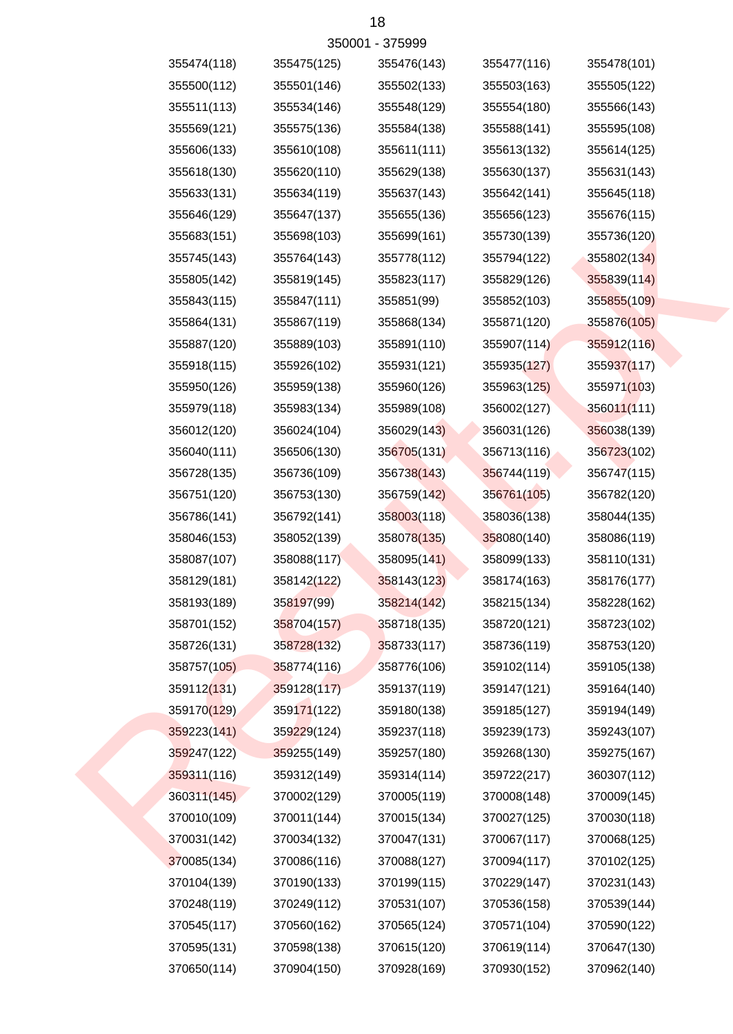350001 - 375999

| | | | | |
|---|---|---|---|---|
| 355474(118) | 355475(125) | 355476(143) | 355477(116) | 355478(101) |
| 355500(112) | 355501(146) | 355502(133) | 355503(163) | 355505(122) |
| 355511(113) | 355534(146) | 355548(129) | 355554(180) | 355566(143) |
| 355569(121) | 355575(136) | 355584(138) | 355588(141) | 355595(108) |
| 355606(133) | 355610(108) | 355611(111) | 355613(132) | 355614(125) |
| 355618(130) | 355620(110) | 355629(138) | 355630(137) | 355631(143) |
| 355633(131) | 355634(119) | 355637(143) | 355642(141) | 355645(118) |
| 355646(129) | 355647(137) | 355655(136) | 355656(123) | 355676(115) |
| 355683(151) | 355698(103) | 355699(161) | 355730(139) | 355736(120) |
| 355745(143) | 355764(143) | 355778(112) | 355794(122) | 355802(134) |
| 355805(142) | 355819(145) | 355823(117) | 355829(126) | 355839(114) |
| 355843(115) | 355847(111) | 355851(99) | 355852(103) | 355855(109) |
| 355864(131) | 355867(119) | 355868(134) | 355871(120) | 355876(105) |
| 355887(120) | 355889(103) | 355891(110) | 355907(114) | 355912(116) |
| 355918(115) | 355926(102) | 355931(121) | 355935(127) | 355937(117) |
| 355950(126) | 355959(138) | 355960(126) | 355963(125) | 355971(103) |
| 355979(118) | 355983(134) | 355989(108) | 356002(127) | 356011(111) |
| 356012(120) | 356024(104) | 356029(143) | 356031(126) | 356038(139) |
| 356040(111) | 356506(130) | 356705(131) | 356713(116) | 356723(102) |
| 356728(135) | 356736(109) | 356738(143) | 356744(119) | 356747(115) |
| 356751(120) | 356753(130) | 356759(142) | 356761(105) | 356782(120) |
| 356786(141) | 356792(141) | 358003(118) | 358036(138) | 358044(135) |
| 358046(153) | 358052(139) | 358078(135) | 358080(140) | 358086(119) |
| 358087(107) | 358088(117) | 358095(141) | 358099(133) | 358110(131) |
| 358129(181) | 358142(122) | 358143(123) | 358174(163) | 358176(177) |
| 358193(189) | 358197(99) | 358214(142) | 358215(134) | 358228(162) |
| 358701(152) | 358704(157) | 358718(135) | 358720(121) | 358723(102) |
| 358726(131) | 358728(132) | 358733(117) | 358736(119) | 358753(120) |
| 358757(105) | 358774(116) | 358776(106) | 359102(114) | 359105(138) |
| 359112(131) | 359128(117) | 359137(119) | 359147(121) | 359164(140) |
| 359170(129) | 359171(122) | 359180(138) | 359185(127) | 359194(149) |
| 359223(141) | 359229(124) | 359237(118) | 359239(173) | 359243(107) |
| 359247(122) | 359255(149) | 359257(180) | 359268(130) | 359275(167) |
| 359311(116) | 359312(149) | 359314(114) | 359722(217) | 360307(112) |
| 360311(145) | 370002(129) | 370005(119) | 370008(148) | 370009(145) |
| 370010(109) | 370011(144) | 370015(134) | 370027(125) | 370030(118) |
| 370031(142) | 370034(132) | 370047(131) | 370067(117) | 370068(125) |
| 370085(134) | 370086(116) | 370088(127) | 370094(117) | 370102(125) |
| 370104(139) | 370190(133) | 370199(115) | 370229(147) | 370231(143) |
| 370248(119) | 370249(112) | 370531(107) | 370536(158) | 370539(144) |
| 370545(117) | 370560(162) | 370565(124) | 370571(104) | 370590(122) |
| 370595(131) | 370598(138) | 370615(120) | 370619(114) | 370647(130) |
| 370650(114) | 370904(150) | 370928(169) | 370930(152) | 370962(140) |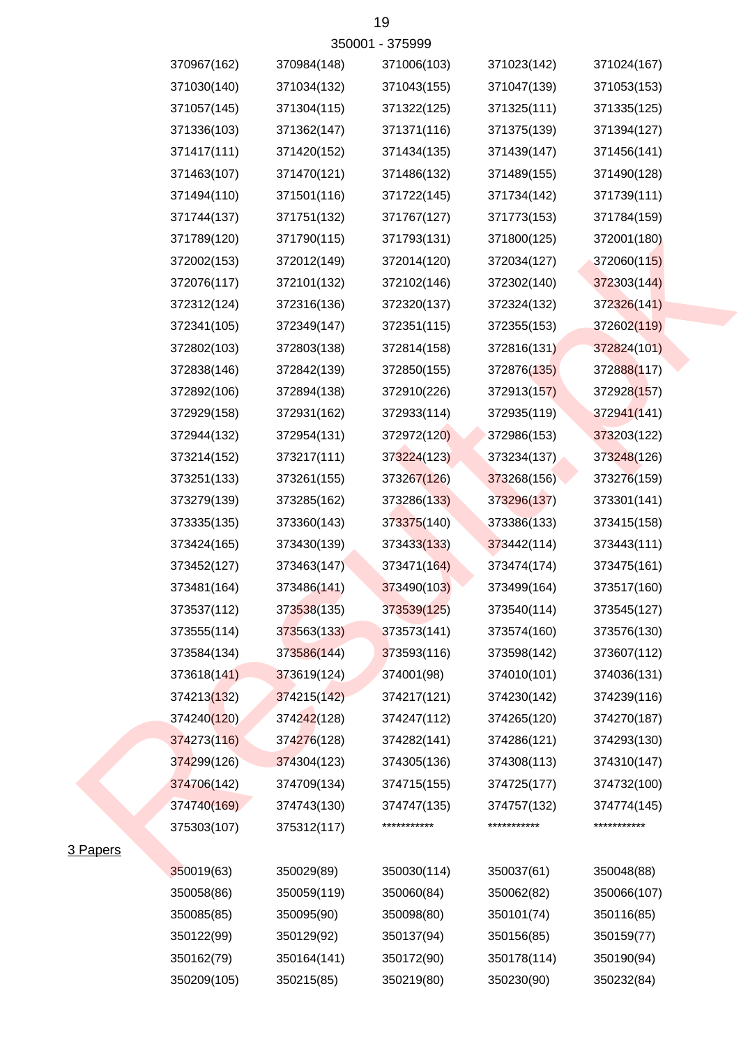350001 - 375999

| | | | | |
|---|---|---|---|---|
| 370967(162) | 370984(148) | 371006(103) | 371023(142) | 371024(167) |
| 371030(140) | 371034(132) | 371043(155) | 371047(139) | 371053(153) |
| 371057(145) | 371304(115) | 371322(125) | 371325(111) | 371335(125) |
| 371336(103) | 371362(147) | 371371(116) | 371375(139) | 371394(127) |
| 371417(111) | 371420(152) | 371434(135) | 371439(147) | 371456(141) |
| 371463(107) | 371470(121) | 371486(132) | 371489(155) | 371490(128) |
| 371494(110) | 371501(116) | 371722(145) | 371734(142) | 371739(111) |
| 371744(137) | 371751(132) | 371767(127) | 371773(153) | 371784(159) |
| 371789(120) | 371790(115) | 371793(131) | 371800(125) | 372001(180) |
| 372002(153) | 372012(149) | 372014(120) | 372034(127) | 372060(115) |
| 372076(117) | 372101(132) | 372102(146) | 372302(140) | 372303(144) |
| 372312(124) | 372316(136) | 372320(137) | 372324(132) | 372326(141) |
| 372341(105) | 372349(147) | 372351(115) | 372355(153) | 372602(119) |
| 372802(103) | 372803(138) | 372814(158) | 372816(131) | 372824(101) |
| 372838(146) | 372842(139) | 372850(155) | 372876(135) | 372888(117) |
| 372892(106) | 372894(138) | 372910(226) | 372913(157) | 372928(157) |
| 372929(158) | 372931(162) | 372933(114) | 372935(119) | 372941(141) |
| 372944(132) | 372954(131) | 372972(120) | 372986(153) | 373203(122) |
| 373214(152) | 373217(111) | 373224(123) | 373234(137) | 373248(126) |
| 373251(133) | 373261(155) | 373267(126) | 373268(156) | 373276(159) |
| 373279(139) | 373285(162) | 373286(133) | 373296(137) | 373301(141) |
| 373335(135) | 373360(143) | 373375(140) | 373386(133) | 373415(158) |
| 373424(165) | 373430(139) | 373433(133) | 373442(114) | 373443(111) |
| 373452(127) | 373463(147) | 373471(164) | 373474(174) | 373475(161) |
| 373481(164) | 373486(141) | 373490(103) | 373499(164) | 373517(160) |
| 373537(112) | 373538(135) | 373539(125) | 373540(114) | 373545(127) |
| 373555(114) | 373563(133) | 373573(141) | 373574(160) | 373576(130) |
| 373584(134) | 373586(144) | 373593(116) | 373598(142) | 373607(112) |
| 373618(141) | 373619(124) | 374001(98) | 374010(101) | 374036(131) |
| 374213(132) | 374215(142) | 374217(121) | 374230(142) | 374239(116) |
| 374240(120) | 374242(128) | 374247(112) | 374265(120) | 374270(187) |
| 374273(116) | 374276(128) | 374282(141) | 374286(121) | 374293(130) |
| 374299(126) | 374304(123) | 374305(136) | 374308(113) | 374310(147) |
| 374706(142) | 374709(134) | 374715(155) | 374725(177) | 374732(100) |
| 374740(169) | 374743(130) | 374747(135) | 374757(132) | 374774(145) |
| 375303(107) | 375312(117) | *********** | *********** | *********** |

3 Papers

| | | | | |
|---|---|---|---|---|
| 350019(63) | 350029(89) | 350030(114) | 350037(61) | 350048(88) |
| 350058(86) | 350059(119) | 350060(84) | 350062(82) | 350066(107) |
| 350085(85) | 350095(90) | 350098(80) | 350101(74) | 350116(85) |
| 350122(99) | 350129(92) | 350137(94) | 350156(85) | 350159(77) |
| 350162(79) | 350164(141) | 350172(90) | 350178(114) | 350190(94) |
| 350209(105) | 350215(85) | 350219(80) | 350230(90) | 350232(84) |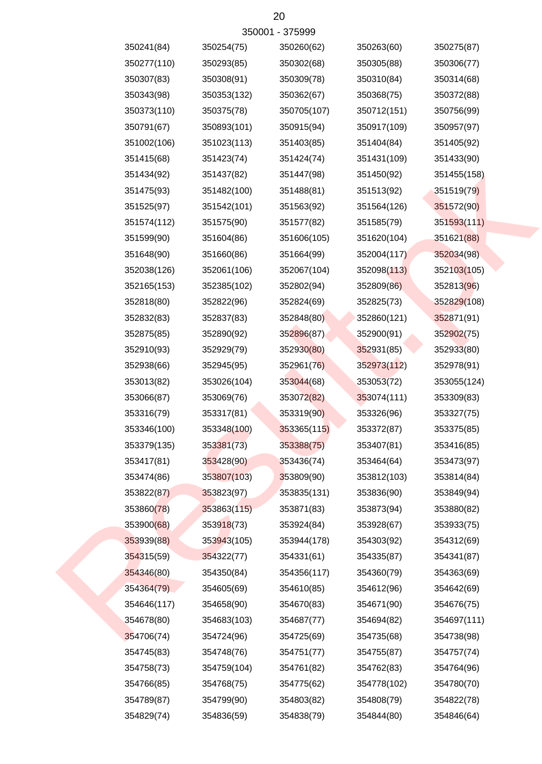350001 - 375999

| | | | | |
|---|---|---|---|---|
| 350241(84) | 350254(75) | 350260(62) | 350263(60) | 350275(87) |
| 350277(110) | 350293(85) | 350302(68) | 350305(88) | 350306(77) |
| 350307(83) | 350308(91) | 350309(78) | 350310(84) | 350314(68) |
| 350343(98) | 350353(132) | 350362(67) | 350368(75) | 350372(88) |
| 350373(110) | 350375(78) | 350705(107) | 350712(151) | 350756(99) |
| 350791(67) | 350893(101) | 350915(94) | 350917(109) | 350957(97) |
| 351002(106) | 351023(113) | 351403(85) | 351404(84) | 351405(92) |
| 351415(68) | 351423(74) | 351424(74) | 351431(109) | 351433(90) |
| 351434(92) | 351437(82) | 351447(98) | 351450(92) | 351455(158) |
| 351475(93) | 351482(100) | 351488(81) | 351513(92) | 351519(79) |
| 351525(97) | 351542(101) | 351563(92) | 351564(126) | 351572(90) |
| 351574(112) | 351575(90) | 351577(82) | 351585(79) | 351593(111) |
| 351599(90) | 351604(86) | 351606(105) | 351620(104) | 351621(88) |
| 351648(90) | 351660(86) | 351664(99) | 352004(117) | 352034(98) |
| 352038(126) | 352061(106) | 352067(104) | 352098(113) | 352103(105) |
| 352165(153) | 352385(102) | 352802(94) | 352809(86) | 352813(96) |
| 352818(80) | 352822(96) | 352824(69) | 352825(73) | 352829(108) |
| 352832(83) | 352837(83) | 352848(80) | 352860(121) | 352871(91) |
| 352875(85) | 352890(92) | 352896(87) | 352900(91) | 352902(75) |
| 352910(93) | 352929(79) | 352930(80) | 352931(85) | 352933(80) |
| 352938(66) | 352945(95) | 352961(76) | 352973(112) | 352978(91) |
| 353013(82) | 353026(104) | 353044(68) | 353053(72) | 353055(124) |
| 353066(87) | 353069(76) | 353072(82) | 353074(111) | 353309(83) |
| 353316(79) | 353317(81) | 353319(90) | 353326(96) | 353327(75) |
| 353346(100) | 353348(100) | 353365(115) | 353372(87) | 353375(85) |
| 353379(135) | 353381(73) | 353388(75) | 353407(81) | 353416(85) |
| 353417(81) | 353428(90) | 353436(74) | 353464(64) | 353473(97) |
| 353474(86) | 353807(103) | 353809(90) | 353812(103) | 353814(84) |
| 353822(87) | 353823(97) | 353835(131) | 353836(90) | 353849(94) |
| 353860(78) | 353863(115) | 353871(83) | 353873(94) | 353880(82) |
| 353900(68) | 353918(73) | 353924(84) | 353928(67) | 353933(75) |
| 353939(88) | 353943(105) | 353944(178) | 354303(92) | 354312(69) |
| 354315(59) | 354322(77) | 354331(61) | 354335(87) | 354341(87) |
| 354346(80) | 354350(84) | 354356(117) | 354360(79) | 354363(69) |
| 354364(79) | 354605(69) | 354610(85) | 354612(96) | 354642(69) |
| 354646(117) | 354658(90) | 354670(83) | 354671(90) | 354676(75) |
| 354678(80) | 354683(103) | 354687(77) | 354694(82) | 354697(111) |
| 354706(74) | 354724(96) | 354725(69) | 354735(68) | 354738(98) |
| 354745(83) | 354748(76) | 354751(77) | 354755(87) | 354757(74) |
| 354758(73) | 354759(104) | 354761(82) | 354762(83) | 354764(96) |
| 354766(85) | 354768(75) | 354775(62) | 354778(102) | 354780(70) |
| 354789(87) | 354799(90) | 354803(82) | 354808(79) | 354822(78) |
| 354829(74) | 354836(59) | 354838(79) | 354844(80) | 354846(64) |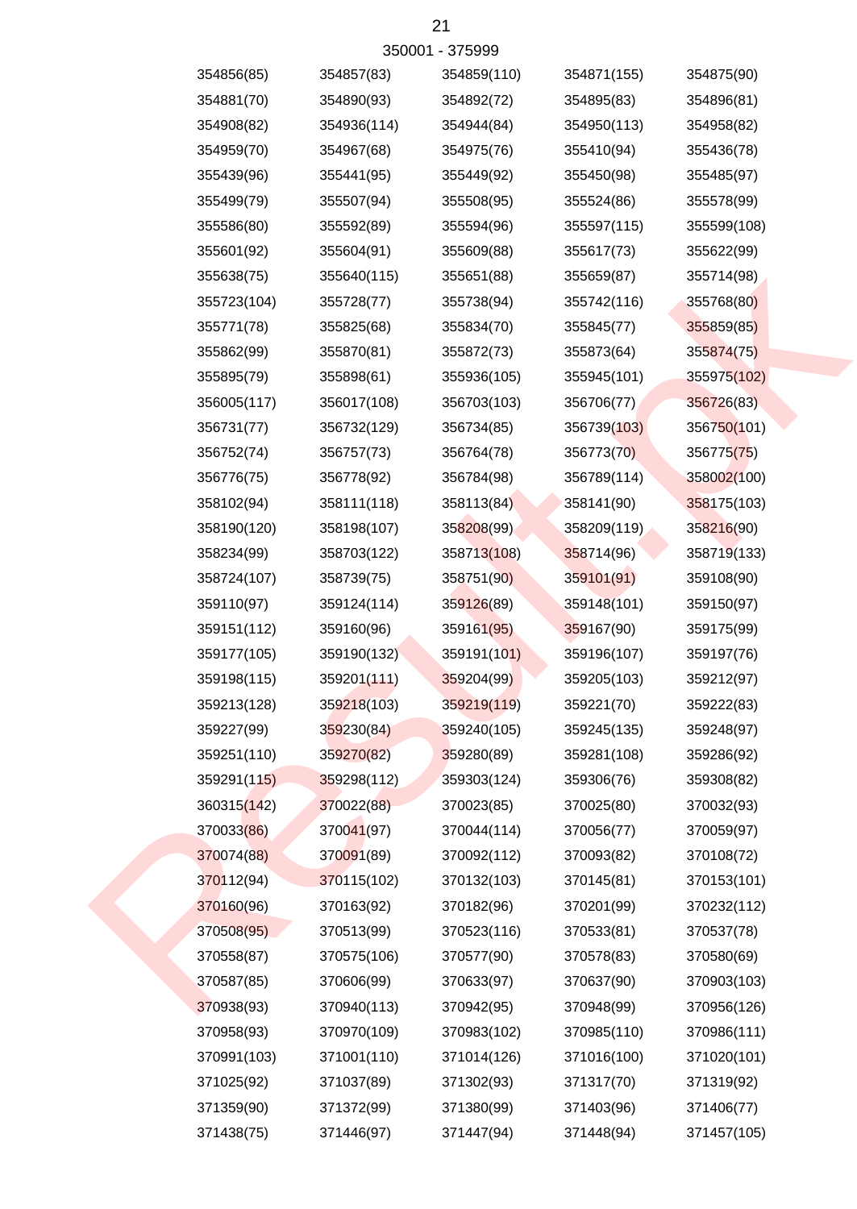350001 - 375999

| | | | | |
|---|---|---|---|---|
| 354856(85) | 354857(83) | 354859(110) | 354871(155) | 354875(90) |
| 354881(70) | 354890(93) | 354892(72) | 354895(83) | 354896(81) |
| 354908(82) | 354936(114) | 354944(84) | 354950(113) | 354958(82) |
| 354959(70) | 354967(68) | 354975(76) | 355410(94) | 355436(78) |
| 355439(96) | 355441(95) | 355449(92) | 355450(98) | 355485(97) |
| 355499(79) | 355507(94) | 355508(95) | 355524(86) | 355578(99) |
| 355586(80) | 355592(89) | 355594(96) | 355597(115) | 355599(108) |
| 355601(92) | 355604(91) | 355609(88) | 355617(73) | 355622(99) |
| 355638(75) | 355640(115) | 355651(88) | 355659(87) | 355714(98) |
| 355723(104) | 355728(77) | 355738(94) | 355742(116) | 355768(80) |
| 355771(78) | 355825(68) | 355834(70) | 355845(77) | 355859(85) |
| 355862(99) | 355870(81) | 355872(73) | 355873(64) | 355874(75) |
| 355895(79) | 355898(61) | 355936(105) | 355945(101) | 355975(102) |
| 356005(117) | 356017(108) | 356703(103) | 356706(77) | 356726(83) |
| 356731(77) | 356732(129) | 356734(85) | 356739(103) | 356750(101) |
| 356752(74) | 356757(73) | 356764(78) | 356773(70) | 356775(75) |
| 356776(75) | 356778(92) | 356784(98) | 356789(114) | 358002(100) |
| 358102(94) | 358111(118) | 358113(84) | 358141(90) | 358175(103) |
| 358190(120) | 358198(107) | 358208(99) | 358209(119) | 358216(90) |
| 358234(99) | 358703(122) | 358713(108) | 358714(96) | 358719(133) |
| 358724(107) | 358739(75) | 358751(90) | 359101(91) | 359108(90) |
| 359110(97) | 359124(114) | 359126(89) | 359148(101) | 359150(97) |
| 359151(112) | 359160(96) | 359161(95) | 359167(90) | 359175(99) |
| 359177(105) | 359190(132) | 359191(101) | 359196(107) | 359197(76) |
| 359198(115) | 359201(111) | 359204(99) | 359205(103) | 359212(97) |
| 359213(128) | 359218(103) | 359219(119) | 359221(70) | 359222(83) |
| 359227(99) | 359230(84) | 359240(105) | 359245(135) | 359248(97) |
| 359251(110) | 359270(82) | 359280(89) | 359281(108) | 359286(92) |
| 359291(115) | 359298(112) | 359303(124) | 359306(76) | 359308(82) |
| 360315(142) | 370022(88) | 370023(85) | 370025(80) | 370032(93) |
| 370033(86) | 370041(97) | 370044(114) | 370056(77) | 370059(97) |
| 370074(88) | 370091(89) | 370092(112) | 370093(82) | 370108(72) |
| 370112(94) | 370115(102) | 370132(103) | 370145(81) | 370153(101) |
| 370160(96) | 370163(92) | 370182(96) | 370201(99) | 370232(112) |
| 370508(95) | 370513(99) | 370523(116) | 370533(81) | 370537(78) |
| 370558(87) | 370575(106) | 370577(90) | 370578(83) | 370580(69) |
| 370587(85) | 370606(99) | 370633(97) | 370637(90) | 370903(103) |
| 370938(93) | 370940(113) | 370942(95) | 370948(99) | 370956(126) |
| 370958(93) | 370970(109) | 370983(102) | 370985(110) | 370986(111) |
| 370991(103) | 371001(110) | 371014(126) | 371016(100) | 371020(101) |
| 371025(92) | 371037(89) | 371302(93) | 371317(70) | 371319(92) |
| 371359(90) | 371372(99) | 371380(99) | 371403(96) | 371406(77) |
| 371438(75) | 371446(97) | 371447(94) | 371448(94) | 371457(105) |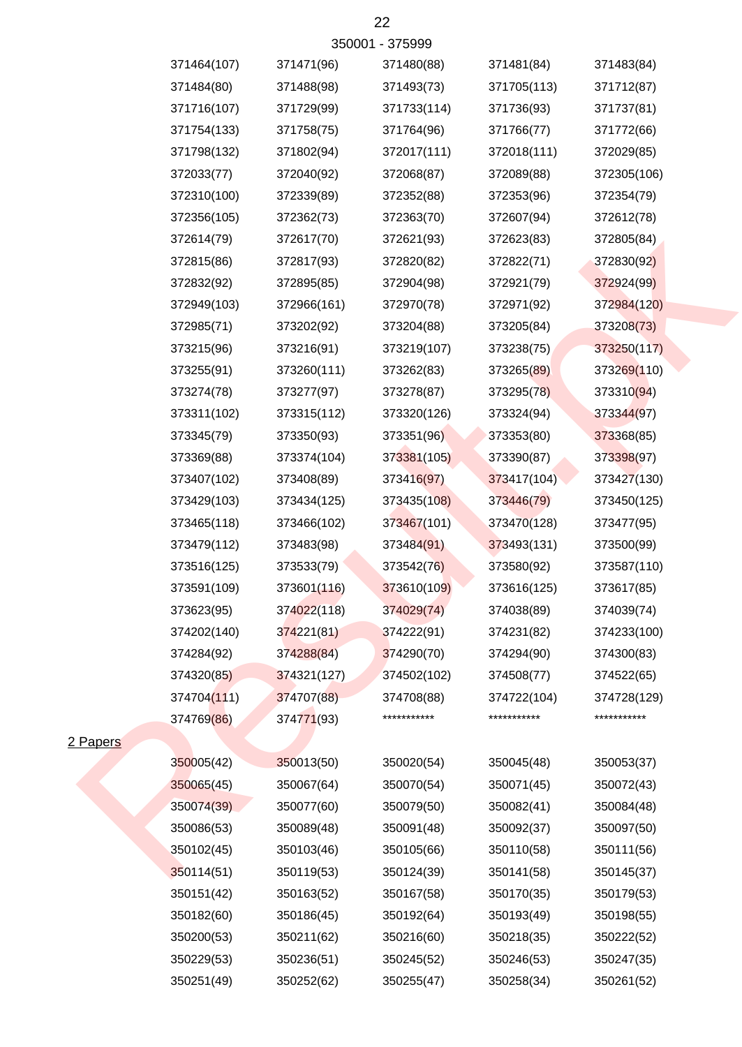350001 - 375999

| | | | | |
|---|---|---|---|---|
| 371464(107) | 371471(96) | 371480(88) | 371481(84) | 371483(84) |
| 371484(80) | 371488(98) | 371493(73) | 371705(113) | 371712(87) |
| 371716(107) | 371729(99) | 371733(114) | 371736(93) | 371737(81) |
| 371754(133) | 371758(75) | 371764(96) | 371766(77) | 371772(66) |
| 371798(132) | 371802(94) | 372017(111) | 372018(111) | 372029(85) |
| 372033(77) | 372040(92) | 372068(87) | 372089(88) | 372305(106) |
| 372310(100) | 372339(89) | 372352(88) | 372353(96) | 372354(79) |
| 372356(105) | 372362(73) | 372363(70) | 372607(94) | 372612(78) |
| 372614(79) | 372617(70) | 372621(93) | 372623(83) | 372805(84) |
| 372815(86) | 372817(93) | 372820(82) | 372822(71) | 372830(92) |
| 372832(92) | 372895(85) | 372904(98) | 372921(79) | 372924(99) |
| 372949(103) | 372966(161) | 372970(78) | 372971(92) | 372984(120) |
| 372985(71) | 373202(92) | 373204(88) | 373205(84) | 373208(73) |
| 373215(96) | 373216(91) | 373219(107) | 373238(75) | 373250(117) |
| 373255(91) | 373260(111) | 373262(83) | 373265(89) | 373269(110) |
| 373274(78) | 373277(97) | 373278(87) | 373295(78) | 373310(94) |
| 373311(102) | 373315(112) | 373320(126) | 373324(94) | 373344(97) |
| 373345(79) | 373350(93) | 373351(96) | 373353(80) | 373368(85) |
| 373369(88) | 373374(104) | 373381(105) | 373390(87) | 373398(97) |
| 373407(102) | 373408(89) | 373416(97) | 373417(104) | 373427(130) |
| 373429(103) | 373434(125) | 373435(108) | 373446(79) | 373450(125) |
| 373465(118) | 373466(102) | 373467(101) | 373470(128) | 373477(95) |
| 373479(112) | 373483(98) | 373484(91) | 373493(131) | 373500(99) |
| 373516(125) | 373533(79) | 373542(76) | 373580(92) | 373587(110) |
| 373591(109) | 373601(116) | 373610(109) | 373616(125) | 373617(85) |
| 373623(95) | 374022(118) | 374029(74) | 374038(89) | 374039(74) |
| 374202(140) | 374221(81) | 374222(91) | 374231(82) | 374233(100) |
| 374284(92) | 374288(84) | 374290(70) | 374294(90) | 374300(83) |
| 374320(85) | 374321(127) | 374502(102) | 374508(77) | 374522(65) |
| 374704(111) | 374707(88) | 374708(88) | 374722(104) | 374728(129) |
| 374769(86) | 374771(93) | *********** | *********** | *********** |

2 Papers

| | | | | |
|---|---|---|---|---|
| 350005(42) | 350013(50) | 350020(54) | 350045(48) | 350053(37) |
| 350065(45) | 350067(64) | 350070(54) | 350071(45) | 350072(43) |
| 350074(39) | 350077(60) | 350079(50) | 350082(41) | 350084(48) |
| 350086(53) | 350089(48) | 350091(48) | 350092(37) | 350097(50) |
| 350102(45) | 350103(46) | 350105(66) | 350110(58) | 350111(56) |
| 350114(51) | 350119(53) | 350124(39) | 350141(58) | 350145(37) |
| 350151(42) | 350163(52) | 350167(58) | 350170(35) | 350179(53) |
| 350182(60) | 350186(45) | 350192(64) | 350193(49) | 350198(55) |
| 350200(53) | 350211(62) | 350216(60) | 350218(35) | 350222(52) |
| 350229(53) | 350236(51) | 350245(52) | 350246(53) | 350247(35) |
| 350251(49) | 350252(62) | 350255(47) | 350258(34) | 350261(52) |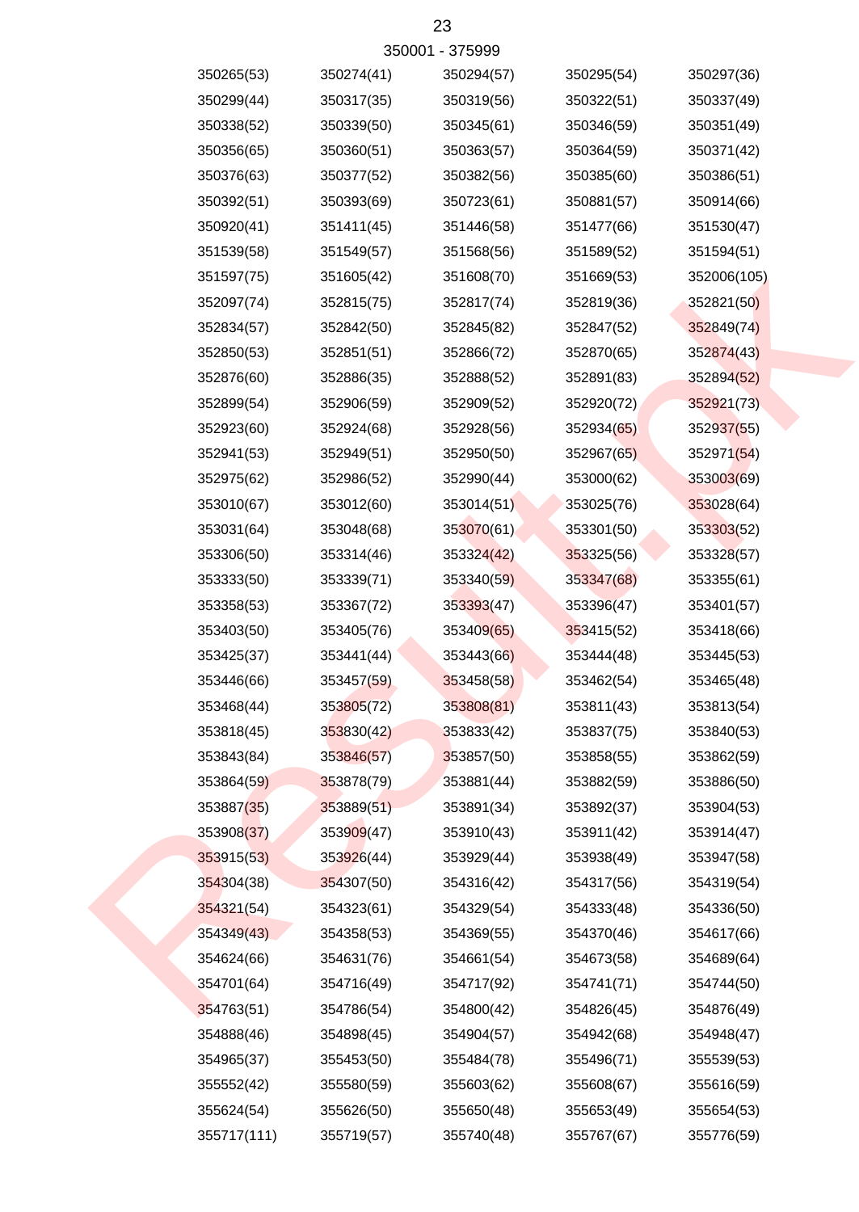350001 - 375999

| | | | | |
|---|---|---|---|---|
| 350265(53) | 350274(41) | 350294(57) | 350295(54) | 350297(36) |
| 350299(44) | 350317(35) | 350319(56) | 350322(51) | 350337(49) |
| 350338(52) | 350339(50) | 350345(61) | 350346(59) | 350351(49) |
| 350356(65) | 350360(51) | 350363(57) | 350364(59) | 350371(42) |
| 350376(63) | 350377(52) | 350382(56) | 350385(60) | 350386(51) |
| 350392(51) | 350393(69) | 350723(61) | 350881(57) | 350914(66) |
| 350920(41) | 351411(45) | 351446(58) | 351477(66) | 351530(47) |
| 351539(58) | 351549(57) | 351568(56) | 351589(52) | 351594(51) |
| 351597(75) | 351605(42) | 351608(70) | 351669(53) | 352006(105) |
| 352097(74) | 352815(75) | 352817(74) | 352819(36) | 352821(50) |
| 352834(57) | 352842(50) | 352845(82) | 352847(52) | 352849(74) |
| 352850(53) | 352851(51) | 352866(72) | 352870(65) | 352874(43) |
| 352876(60) | 352886(35) | 352888(52) | 352891(83) | 352894(52) |
| 352899(54) | 352906(59) | 352909(52) | 352920(72) | 352921(73) |
| 352923(60) | 352924(68) | 352928(56) | 352934(65) | 352937(55) |
| 352941(53) | 352949(51) | 352950(50) | 352967(65) | 352971(54) |
| 352975(62) | 352986(52) | 352990(44) | 353000(62) | 353003(69) |
| 353010(67) | 353012(60) | 353014(51) | 353025(76) | 353028(64) |
| 353031(64) | 353048(68) | 353070(61) | 353301(50) | 353303(52) |
| 353306(50) | 353314(46) | 353324(42) | 353325(56) | 353328(57) |
| 353333(50) | 353339(71) | 353340(59) | 353347(68) | 353355(61) |
| 353358(53) | 353367(72) | 353393(47) | 353396(47) | 353401(57) |
| 353403(50) | 353405(76) | 353409(65) | 353415(52) | 353418(66) |
| 353425(37) | 353441(44) | 353443(66) | 353444(48) | 353445(53) |
| 353446(66) | 353457(59) | 353458(58) | 353462(54) | 353465(48) |
| 353468(44) | 353805(72) | 353808(81) | 353811(43) | 353813(54) |
| 353818(45) | 353830(42) | 353833(42) | 353837(75) | 353840(53) |
| 353843(84) | 353846(57) | 353857(50) | 353858(55) | 353862(59) |
| 353864(59) | 353878(79) | 353881(44) | 353882(59) | 353886(50) |
| 353887(35) | 353889(51) | 353891(34) | 353892(37) | 353904(53) |
| 353908(37) | 353909(47) | 353910(43) | 353911(42) | 353914(47) |
| 353915(53) | 353926(44) | 353929(44) | 353938(49) | 353947(58) |
| 354304(38) | 354307(50) | 354316(42) | 354317(56) | 354319(54) |
| 354321(54) | 354323(61) | 354329(54) | 354333(48) | 354336(50) |
| 354349(43) | 354358(53) | 354369(55) | 354370(46) | 354617(66) |
| 354624(66) | 354631(76) | 354661(54) | 354673(58) | 354689(64) |
| 354701(64) | 354716(49) | 354717(92) | 354741(71) | 354744(50) |
| 354763(51) | 354786(54) | 354800(42) | 354826(45) | 354876(49) |
| 354888(46) | 354898(45) | 354904(57) | 354942(68) | 354948(47) |
| 354965(37) | 355453(50) | 355484(78) | 355496(71) | 355539(53) |
| 355552(42) | 355580(59) | 355603(62) | 355608(67) | 355616(59) |
| 355624(54) | 355626(50) | 355650(48) | 355653(49) | 355654(53) |
| 355717(111) | 355719(57) | 355740(48) | 355767(67) | 355776(59) |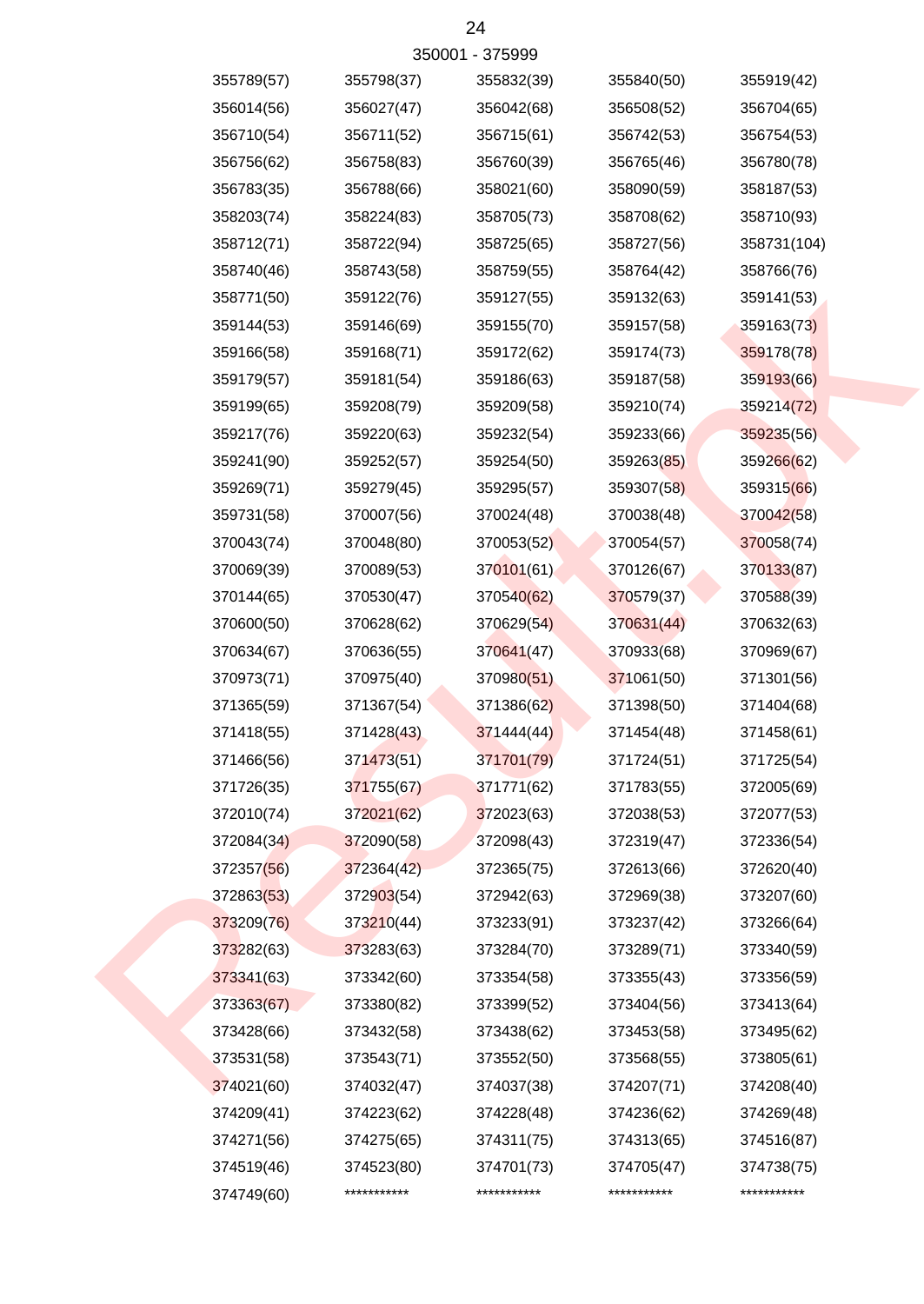350001 - 375999

| | | | | |
|---|---|---|---|---|
| 355789(57) | 355798(37) | 355832(39) | 355840(50) | 355919(42) |
| 356014(56) | 356027(47) | 356042(68) | 356508(52) | 356704(65) |
| 356710(54) | 356711(52) | 356715(61) | 356742(53) | 356754(53) |
| 356756(62) | 356758(83) | 356760(39) | 356765(46) | 356780(78) |
| 356783(35) | 356788(66) | 358021(60) | 358090(59) | 358187(53) |
| 358203(74) | 358224(83) | 358705(73) | 358708(62) | 358710(93) |
| 358712(71) | 358722(94) | 358725(65) | 358727(56) | 358731(104) |
| 358740(46) | 358743(58) | 358759(55) | 358764(42) | 358766(76) |
| 358771(50) | 359122(76) | 359127(55) | 359132(63) | 359141(53) |
| 359144(53) | 359146(69) | 359155(70) | 359157(58) | 359163(73) |
| 359166(58) | 359168(71) | 359172(62) | 359174(73) | 359178(78) |
| 359179(57) | 359181(54) | 359186(63) | 359187(58) | 359193(66) |
| 359199(65) | 359208(79) | 359209(58) | 359210(74) | 359214(72) |
| 359217(76) | 359220(63) | 359232(54) | 359233(66) | 359235(56) |
| 359241(90) | 359252(57) | 359254(50) | 359263(85) | 359266(62) |
| 359269(71) | 359279(45) | 359295(57) | 359307(58) | 359315(66) |
| 359731(58) | 370007(56) | 370024(48) | 370038(48) | 370042(58) |
| 370043(74) | 370048(80) | 370053(52) | 370054(57) | 370058(74) |
| 370069(39) | 370089(53) | 370101(61) | 370126(67) | 370133(87) |
| 370144(65) | 370530(47) | 370540(62) | 370579(37) | 370588(39) |
| 370600(50) | 370628(62) | 370629(54) | 370631(44) | 370632(63) |
| 370634(67) | 370636(55) | 370641(47) | 370933(68) | 370969(67) |
| 370973(71) | 370975(40) | 370980(51) | 371061(50) | 371301(56) |
| 371365(59) | 371367(54) | 371386(62) | 371398(50) | 371404(68) |
| 371418(55) | 371428(43) | 371444(44) | 371454(48) | 371458(61) |
| 371466(56) | 371473(51) | 371701(79) | 371724(51) | 371725(54) |
| 371726(35) | 371755(67) | 371771(62) | 371783(55) | 372005(69) |
| 372010(74) | 372021(62) | 372023(63) | 372038(53) | 372077(53) |
| 372084(34) | 372090(58) | 372098(43) | 372319(47) | 372336(54) |
| 372357(56) | 372364(42) | 372365(75) | 372613(66) | 372620(40) |
| 372863(53) | 372903(54) | 372942(63) | 372969(38) | 373207(60) |
| 373209(76) | 373210(44) | 373233(91) | 373237(42) | 373266(64) |
| 373282(63) | 373283(63) | 373284(70) | 373289(71) | 373340(59) |
| 373341(63) | 373342(60) | 373354(58) | 373355(43) | 373356(59) |
| 373363(67) | 373380(82) | 373399(52) | 373404(56) | 373413(64) |
| 373428(66) | 373432(58) | 373438(62) | 373453(58) | 373495(62) |
| 373531(58) | 373543(71) | 373552(50) | 373568(55) | 373805(61) |
| 374021(60) | 374032(47) | 374037(38) | 374207(71) | 374208(40) |
| 374209(41) | 374223(62) | 374228(48) | 374236(62) | 374269(48) |
| 374271(56) | 374275(65) | 374311(75) | 374313(65) | 374516(87) |
| 374519(46) | 374523(80) | 374701(73) | 374705(47) | 374738(75) |
| 374749(60) | *********** | *********** | *********** | *********** |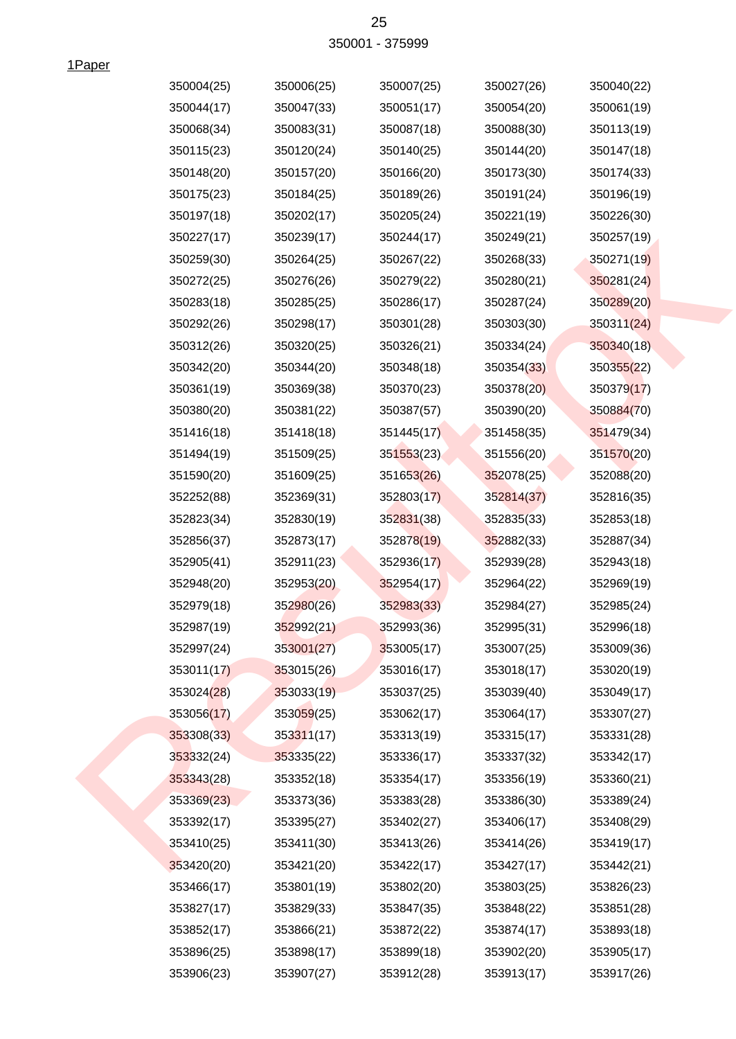350001 - 375999

1Paper

| | | | | |
|---|---|---|---|---|
| 350004(25) | 350006(25) | 350007(25) | 350027(26) | 350040(22) |
| 350044(17) | 350047(33) | 350051(17) | 350054(20) | 350061(19) |
| 350068(34) | 350083(31) | 350087(18) | 350088(30) | 350113(19) |
| 350115(23) | 350120(24) | 350140(25) | 350144(20) | 350147(18) |
| 350148(20) | 350157(20) | 350166(20) | 350173(30) | 350174(33) |
| 350175(23) | 350184(25) | 350189(26) | 350191(24) | 350196(19) |
| 350197(18) | 350202(17) | 350205(24) | 350221(19) | 350226(30) |
| 350227(17) | 350239(17) | 350244(17) | 350249(21) | 350257(19) |
| 350259(30) | 350264(25) | 350267(22) | 350268(33) | 350271(19) |
| 350272(25) | 350276(26) | 350279(22) | 350280(21) | 350281(24) |
| 350283(18) | 350285(25) | 350286(17) | 350287(24) | 350289(20) |
| 350292(26) | 350298(17) | 350301(28) | 350303(30) | 350311(24) |
| 350312(26) | 350320(25) | 350326(21) | 350334(24) | 350340(18) |
| 350342(20) | 350344(20) | 350348(18) | 350354(33) | 350355(22) |
| 350361(19) | 350369(38) | 350370(23) | 350378(20) | 350379(17) |
| 350380(20) | 350381(22) | 350387(57) | 350390(20) | 350884(70) |
| 351416(18) | 351418(18) | 351445(17) | 351458(35) | 351479(34) |
| 351494(19) | 351509(25) | 351553(23) | 351556(20) | 351570(20) |
| 351590(20) | 351609(25) | 351653(26) | 352078(25) | 352088(20) |
| 352252(88) | 352369(31) | 352803(17) | 352814(37) | 352816(35) |
| 352823(34) | 352830(19) | 352831(38) | 352835(33) | 352853(18) |
| 352856(37) | 352873(17) | 352878(19) | 352882(33) | 352887(34) |
| 352905(41) | 352911(23) | 352936(17) | 352939(28) | 352943(18) |
| 352948(20) | 352953(20) | 352954(17) | 352964(22) | 352969(19) |
| 352979(18) | 352980(26) | 352983(33) | 352984(27) | 352985(24) |
| 352987(19) | 352992(21) | 352993(36) | 352995(31) | 352996(18) |
| 352997(24) | 353001(27) | 353005(17) | 353007(25) | 353009(36) |
| 353011(17) | 353015(26) | 353016(17) | 353018(17) | 353020(19) |
| 353024(28) | 353033(19) | 353037(25) | 353039(40) | 353049(17) |
| 353056(17) | 353059(25) | 353062(17) | 353064(17) | 353307(27) |
| 353308(33) | 353311(17) | 353313(19) | 353315(17) | 353331(28) |
| 353332(24) | 353335(22) | 353336(17) | 353337(32) | 353342(17) |
| 353343(28) | 353352(18) | 353354(17) | 353356(19) | 353360(21) |
| 353369(23) | 353373(36) | 353383(28) | 353386(30) | 353389(24) |
| 353392(17) | 353395(27) | 353402(27) | 353406(17) | 353408(29) |
| 353410(25) | 353411(30) | 353413(26) | 353414(26) | 353419(17) |
| 353420(20) | 353421(20) | 353422(17) | 353427(17) | 353442(21) |
| 353466(17) | 353801(19) | 353802(20) | 353803(25) | 353826(23) |
| 353827(17) | 353829(33) | 353847(35) | 353848(22) | 353851(28) |
| 353852(17) | 353866(21) | 353872(22) | 353874(17) | 353893(18) |
| 353896(25) | 353898(17) | 353899(18) | 353902(20) | 353905(17) |
| 353906(23) | 353907(27) | 353912(28) | 353913(17) | 353917(26) |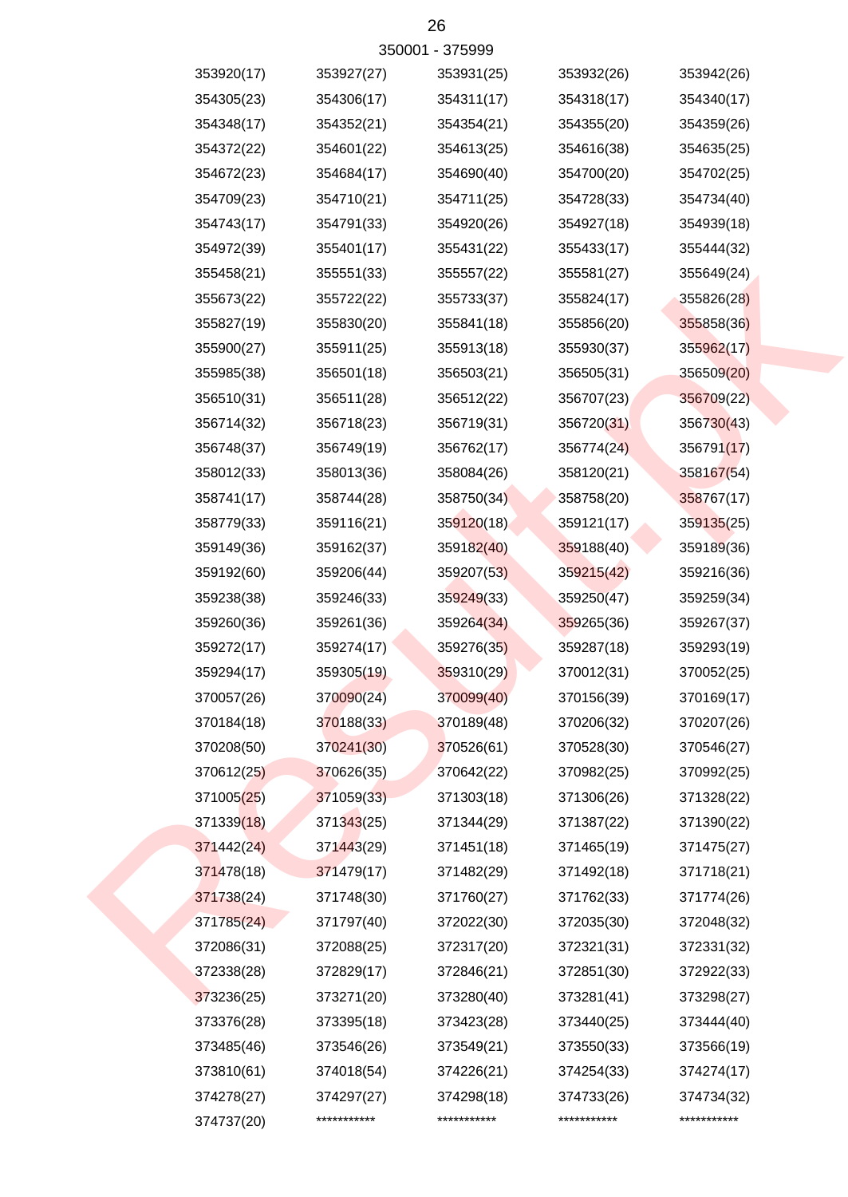350001 - 375999

| | | | | |
|---|---|---|---|---|
| 353920(17) | 353927(27) | 353931(25) | 353932(26) | 353942(26) |
| 354305(23) | 354306(17) | 354311(17) | 354318(17) | 354340(17) |
| 354348(17) | 354352(21) | 354354(21) | 354355(20) | 354359(26) |
| 354372(22) | 354601(22) | 354613(25) | 354616(38) | 354635(25) |
| 354672(23) | 354684(17) | 354690(40) | 354700(20) | 354702(25) |
| 354709(23) | 354710(21) | 354711(25) | 354728(33) | 354734(40) |
| 354743(17) | 354791(33) | 354920(26) | 354927(18) | 354939(18) |
| 354972(39) | 355401(17) | 355431(22) | 355433(17) | 355444(32) |
| 355458(21) | 355551(33) | 355557(22) | 355581(27) | 355649(24) |
| 355673(22) | 355722(22) | 355733(37) | 355824(17) | 355826(28) |
| 355827(19) | 355830(20) | 355841(18) | 355856(20) | 355858(36) |
| 355900(27) | 355911(25) | 355913(18) | 355930(37) | 355962(17) |
| 355985(38) | 356501(18) | 356503(21) | 356505(31) | 356509(20) |
| 356510(31) | 356511(28) | 356512(22) | 356707(23) | 356709(22) |
| 356714(32) | 356718(23) | 356719(31) | 356720(31) | 356730(43) |
| 356748(37) | 356749(19) | 356762(17) | 356774(24) | 356791(17) |
| 358012(33) | 358013(36) | 358084(26) | 358120(21) | 358167(54) |
| 358741(17) | 358744(28) | 358750(34) | 358758(20) | 358767(17) |
| 358779(33) | 359116(21) | 359120(18) | 359121(17) | 359135(25) |
| 359149(36) | 359162(37) | 359182(40) | 359188(40) | 359189(36) |
| 359192(60) | 359206(44) | 359207(53) | 359215(42) | 359216(36) |
| 359238(38) | 359246(33) | 359249(33) | 359250(47) | 359259(34) |
| 359260(36) | 359261(36) | 359264(34) | 359265(36) | 359267(37) |
| 359272(17) | 359274(17) | 359276(35) | 359287(18) | 359293(19) |
| 359294(17) | 359305(19) | 359310(29) | 370012(31) | 370052(25) |
| 370057(26) | 370090(24) | 370099(40) | 370156(39) | 370169(17) |
| 370184(18) | 370188(33) | 370189(48) | 370206(32) | 370207(26) |
| 370208(50) | 370241(30) | 370526(61) | 370528(30) | 370546(27) |
| 370612(25) | 370626(35) | 370642(22) | 370982(25) | 370992(25) |
| 371005(25) | 371059(33) | 371303(18) | 371306(26) | 371328(22) |
| 371339(18) | 371343(25) | 371344(29) | 371387(22) | 371390(22) |
| 371442(24) | 371443(29) | 371451(18) | 371465(19) | 371475(27) |
| 371478(18) | 371479(17) | 371482(29) | 371492(18) | 371718(21) |
| 371738(24) | 371748(30) | 371760(27) | 371762(33) | 371774(26) |
| 371785(24) | 371797(40) | 372022(30) | 372035(30) | 372048(32) |
| 372086(31) | 372088(25) | 372317(20) | 372321(31) | 372331(32) |
| 372338(28) | 372829(17) | 372846(21) | 372851(30) | 372922(33) |
| 373236(25) | 373271(20) | 373280(40) | 373281(41) | 373298(27) |
| 373376(28) | 373395(18) | 373423(28) | 373440(25) | 373444(40) |
| 373485(46) | 373546(26) | 373549(21) | 373550(33) | 373566(19) |
| 373810(61) | 374018(54) | 374226(21) | 374254(33) | 374274(17) |
| 374278(27) | 374297(27) | 374298(18) | 374733(26) | 374734(32) |
| 374737(20) | *********** | *********** | *********** | *********** |